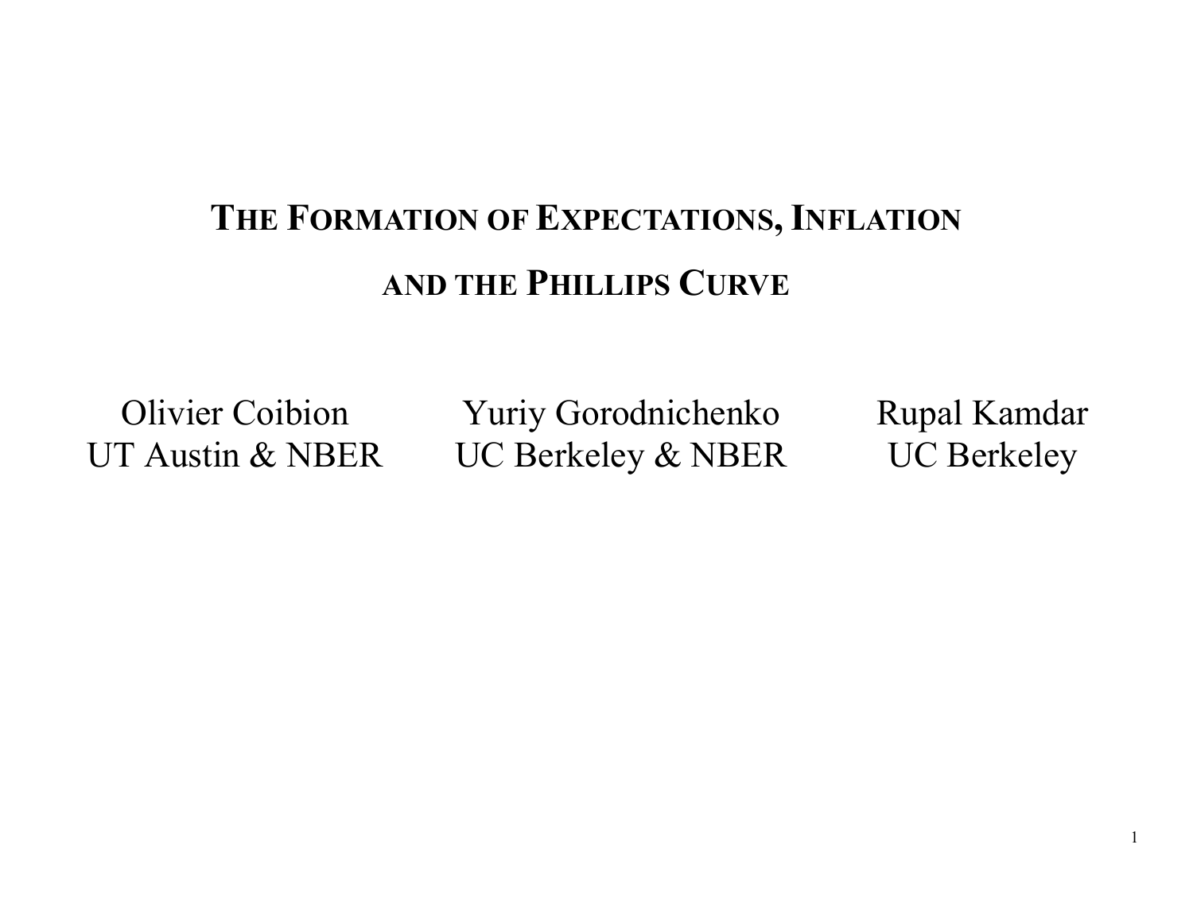# THE FORMATION OF EXPECTATIONS, INFLATION AND THE PHILLIPS CURVE

Olivier Coibion
UT Austin & NBER

Yuriy Gorodnichenko
UC Berkeley & NBER

Rupal Kamdar
UC Berkeley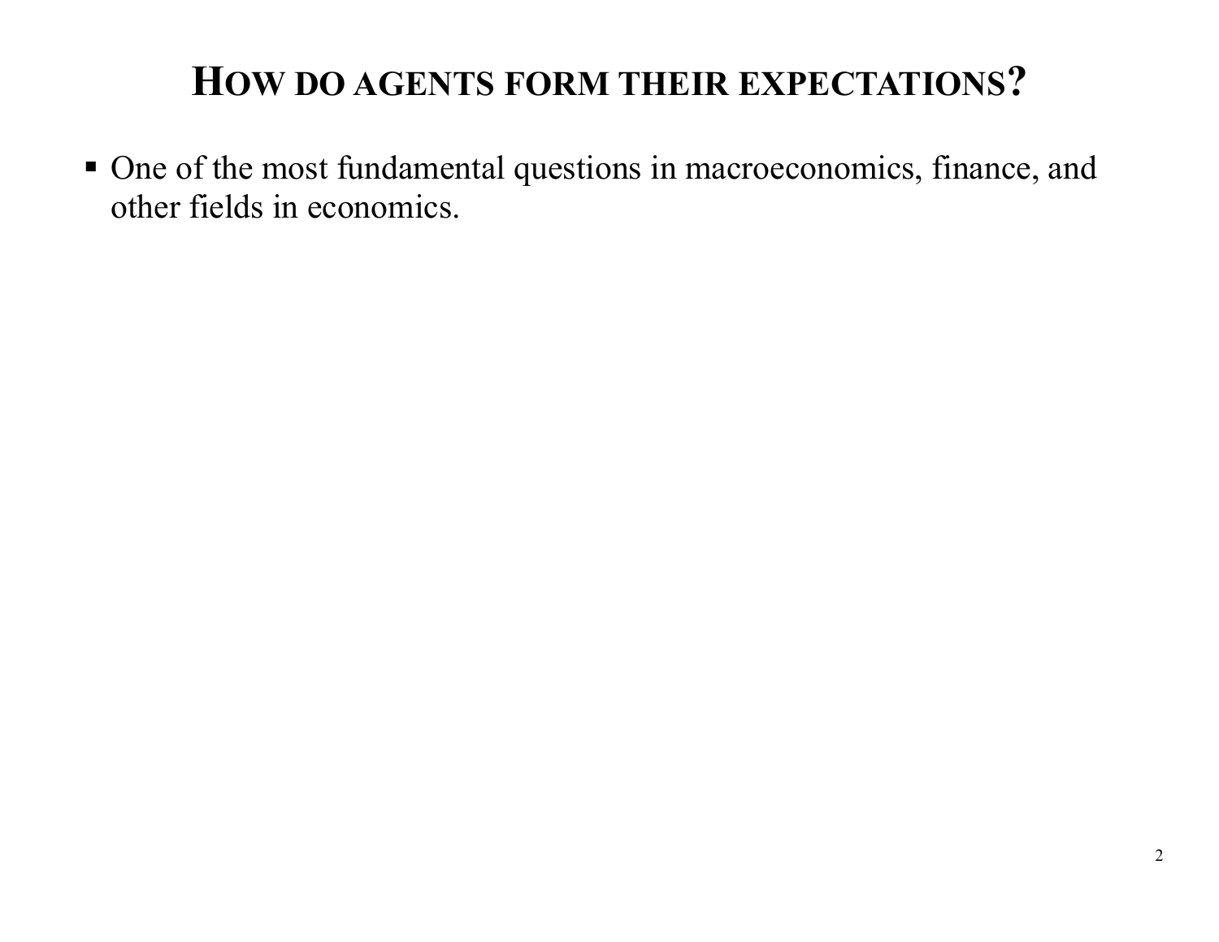# How do agents form their expectations?

- One of the most fundamental questions in macroeconomics, finance, and other fields in economics.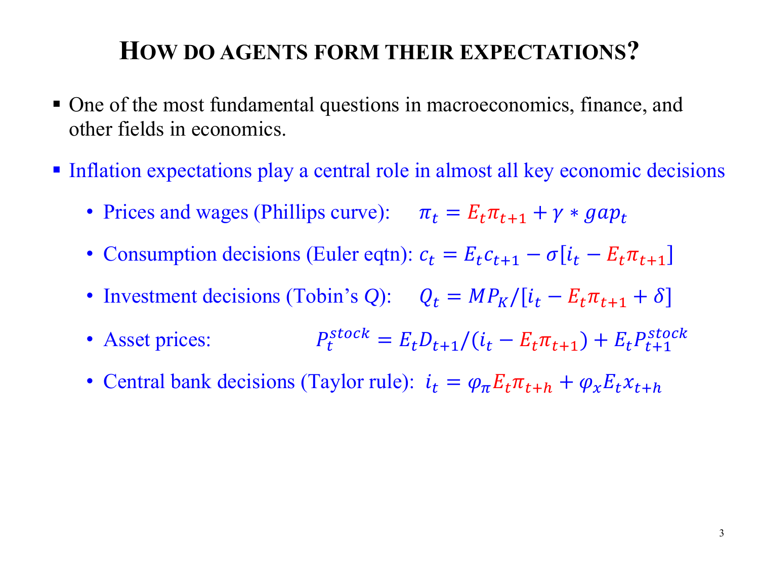# How do agents form their expectations?

- One of the most fundamental questions in macroeconomics, finance, and other fields in economics.
- Inflation expectations play a central role in almost all key economic decisions
  - Prices and wages (Phillips curve): $\pi_t = E_t\pi_{t+1} + \gamma * gap_t$
  - Consumption decisions (Euler eqtn): $c_t = E_t c_{t+1} - \sigma[i_t - E_t\pi_{t+1}]$
  - Investment decisions (Tobin's $Q$): $Q_t = MP_K/[i_t - E_t\pi_{t+1} + \delta]$
  - Asset prices: $P_t^{stock} = E_t D_{t+1}/(i_t - E_t\pi_{t+1}) + E_t P_{t+1}^{stock}$
  - Central bank decisions (Taylor rule): $i_t = \varphi_\pi E_t\pi_{t+h} + \varphi_x E_t x_{t+h}$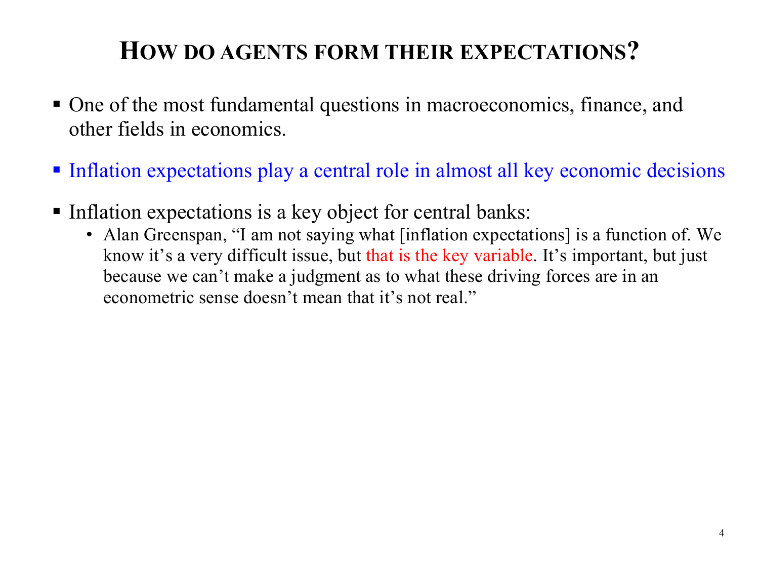# HOW DO AGENTS FORM THEIR EXPECTATIONS?

- One of the most fundamental questions in macroeconomics, finance, and other fields in economics.
- Inflation expectations play a central role in almost all key economic decisions
- Inflation expectations is a key object for central banks:
  - Alan Greenspan, "I am not saying what [inflation expectations] is a function of. We know it's a very difficult issue, but that is the key variable. It's important, but just because we can't make a judgment as to what these driving forces are in an econometric sense doesn't mean that it's not real."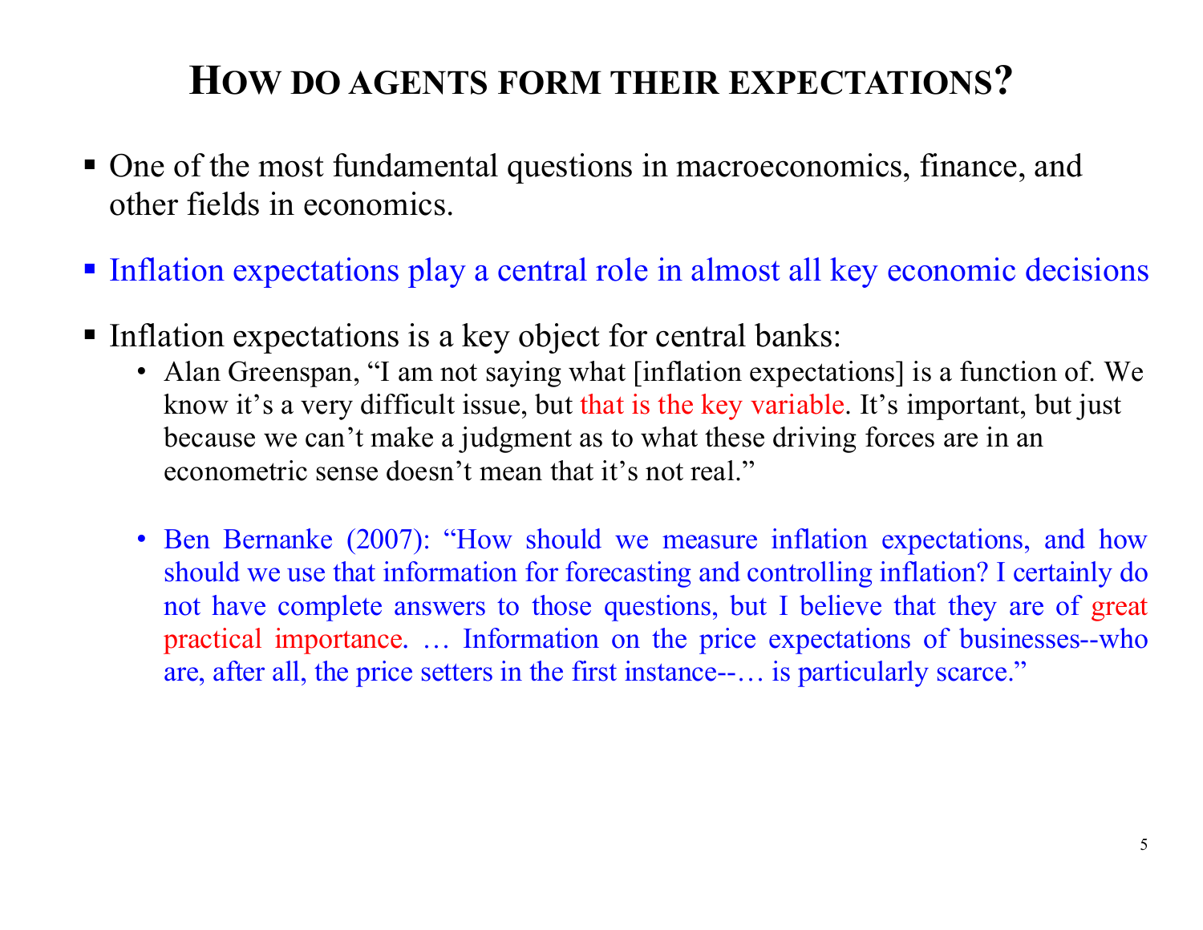# How do agents form their expectations?

- One of the most fundamental questions in macroeconomics, finance, and other fields in economics.

- Inflation expectations play a central role in almost all key economic decisions

- Inflation expectations is a key object for central banks:
  - Alan Greenspan, "I am not saying what [inflation expectations] is a function of. We know it's a very difficult issue, but that is the key variable. It's important, but just because we can't make a judgment as to what these driving forces are in an econometric sense doesn't mean that it's not real."

  - Ben Bernanke (2007): "How should we measure inflation expectations, and how should we use that information for forecasting and controlling inflation? I certainly do not have complete answers to those questions, but I believe that they are of great practical importance. … Information on the price expectations of businesses--who are, after all, the price setters in the first instance--… is particularly scarce."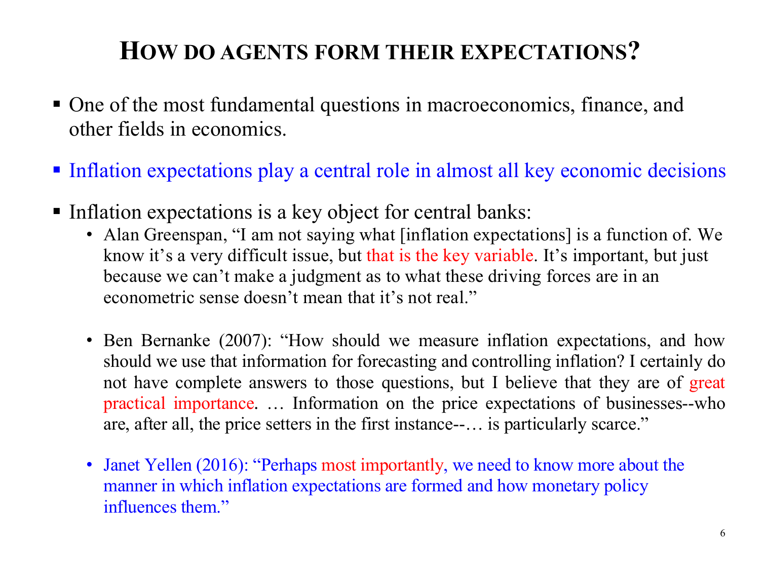# How do agents form their expectations?

- One of the most fundamental questions in macroeconomics, finance, and other fields in economics.
- Inflation expectations play a central role in almost all key economic decisions
- Inflation expectations is a key object for central banks:
  - Alan Greenspan, "I am not saying what [inflation expectations] is a function of. We know it's a very difficult issue, but that is the key variable. It's important, but just because we can't make a judgment as to what these driving forces are in an econometric sense doesn't mean that it's not real."
  - Ben Bernanke (2007): "How should we measure inflation expectations, and how should we use that information for forecasting and controlling inflation? I certainly do not have complete answers to those questions, but I believe that they are of great practical importance. … Information on the price expectations of businesses--who are, after all, the price setters in the first instance--… is particularly scarce."
  - Janet Yellen (2016): "Perhaps most importantly, we need to know more about the manner in which inflation expectations are formed and how monetary policy influences them."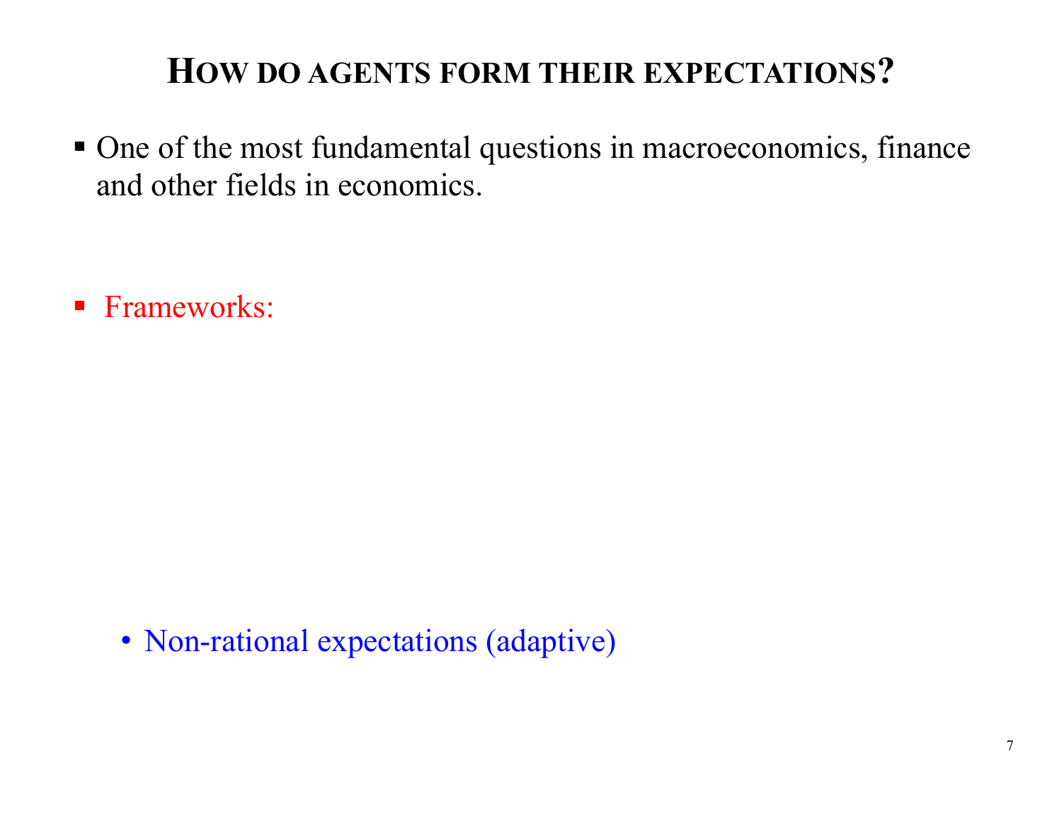# How do agents form their expectations?

- One of the most fundamental questions in macroeconomics, finance and other fields in economics.

- Frameworks:

    - Non-rational expectations (adaptive)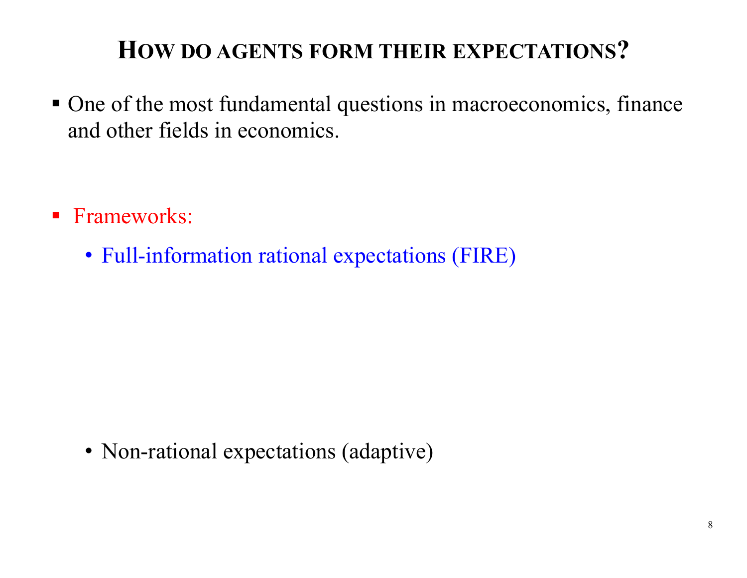# HOW DO AGENTS FORM THEIR EXPECTATIONS?

- One of the most fundamental questions in macroeconomics, finance and other fields in economics.

- Frameworks:
  - Full-information rational expectations (FIRE)
  - Non-rational expectations (adaptive)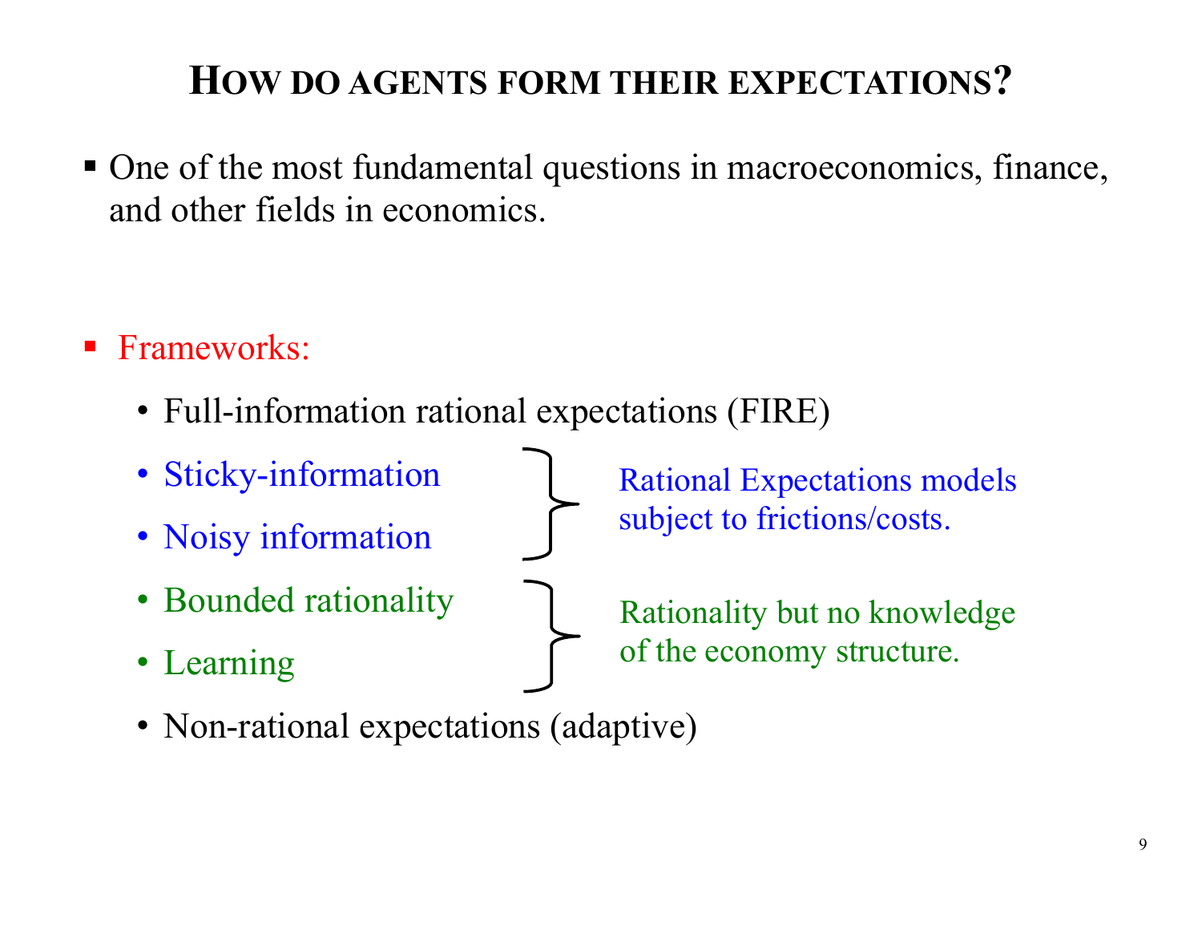# How do agents form their expectations?

- One of the most fundamental questions in macroeconomics, finance, and other fields in economics.

- Frameworks:
  - Full-information rational expectations (FIRE)
  - Sticky-information
  - Noisy information
  
    } Rational Expectations models subject to frictions/costs.
  - Bounded rationality
  - Learning
  
    } Rationality but no knowledge of the economy structure.
  - Non-rational expectations (adaptive)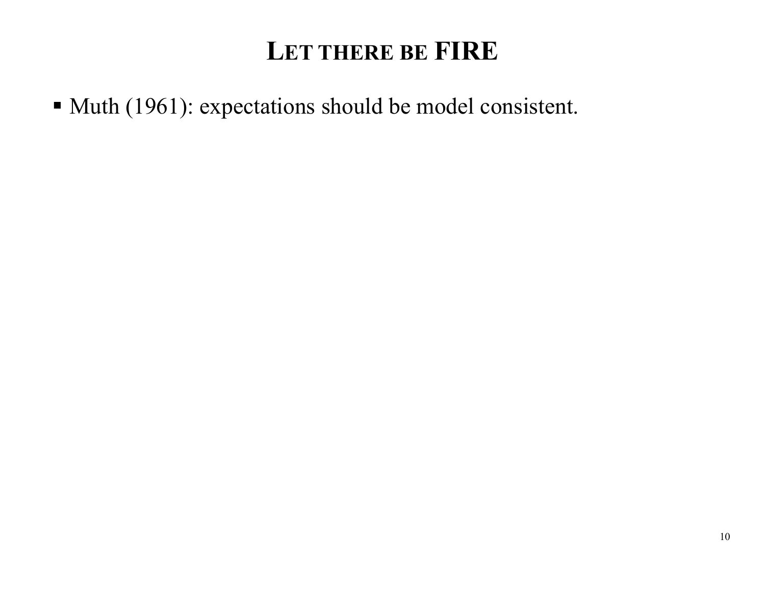# LET THERE BE FIRE

- Muth (1961): expectations should be model consistent.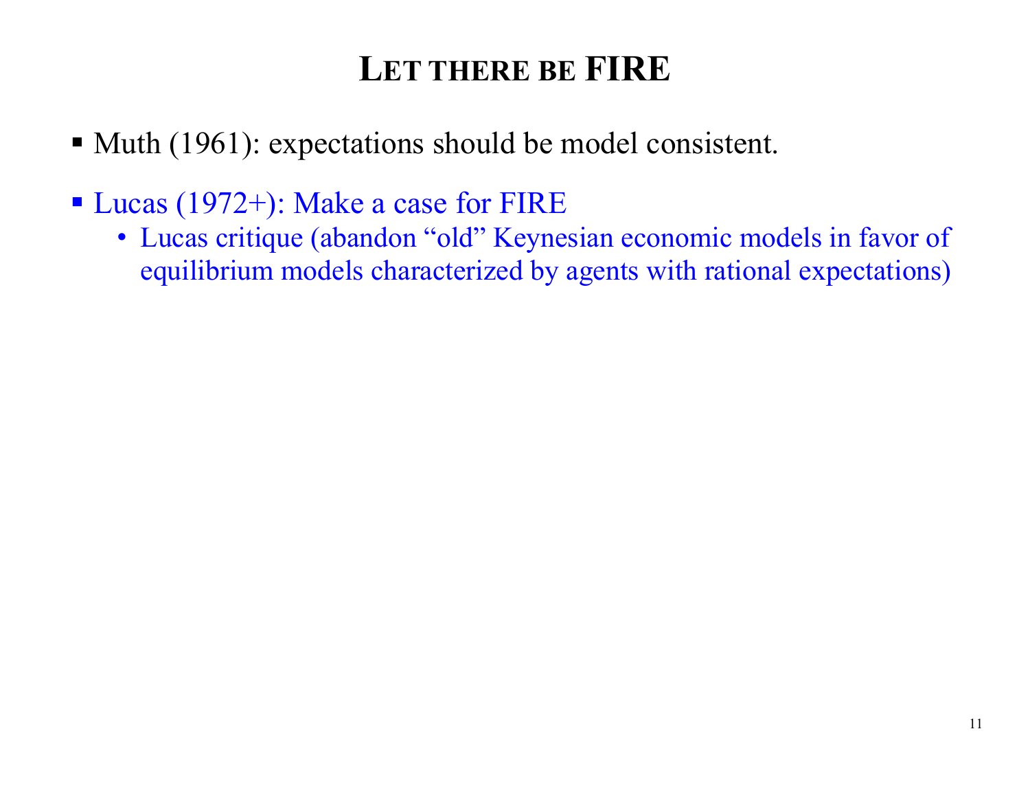# LET THERE BE FIRE

- Muth (1961): expectations should be model consistent.
- Lucas (1972+): Make a case for FIRE
  - Lucas critique (abandon "old" Keynesian economic models in favor of equilibrium models characterized by agents with rational expectations)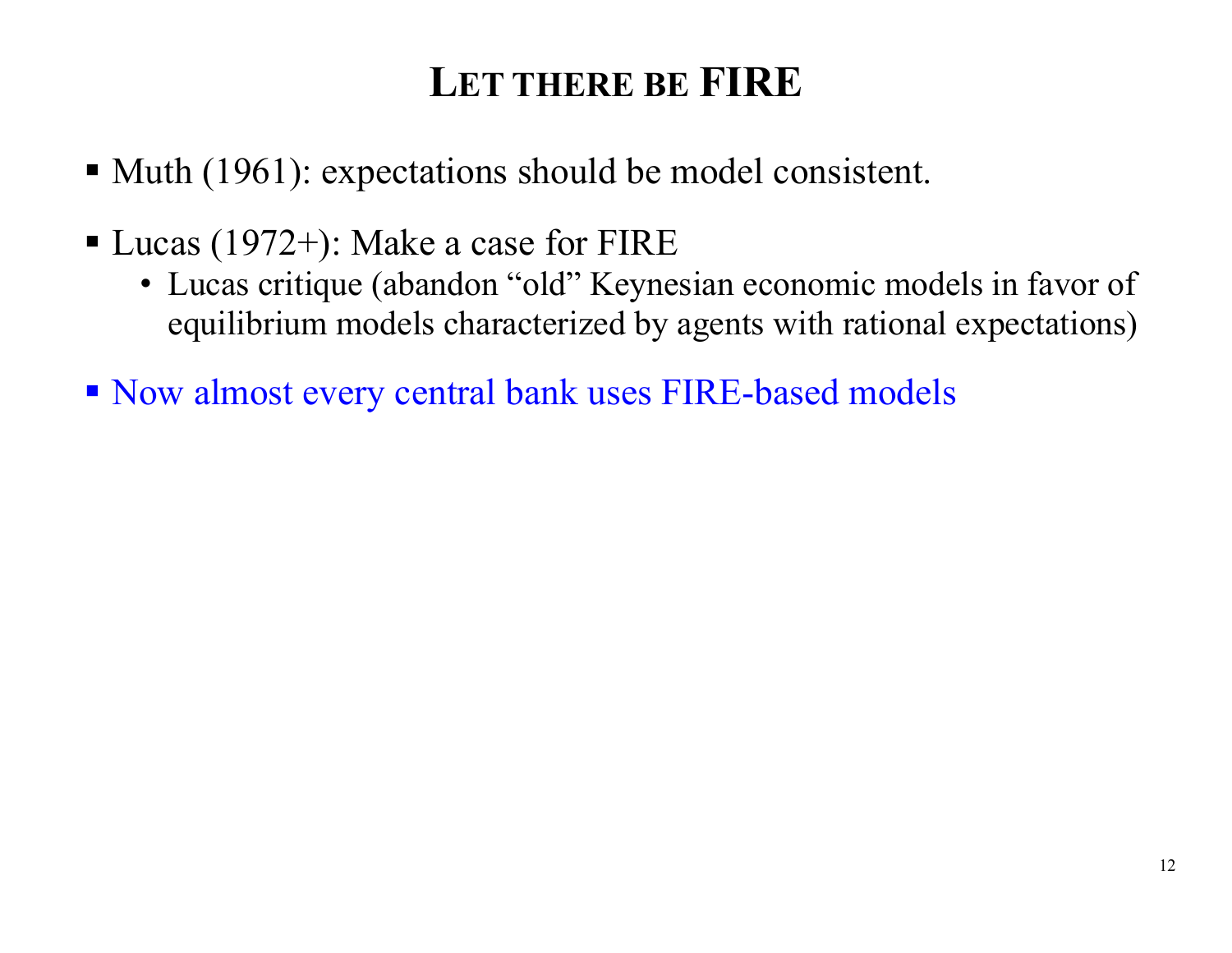# Let there be FIRE

- Muth (1961): expectations should be model consistent.
- Lucas (1972+): Make a case for FIRE
  - Lucas critique (abandon "old" Keynesian economic models in favor of equilibrium models characterized by agents with rational expectations)
- Now almost every central bank uses FIRE-based models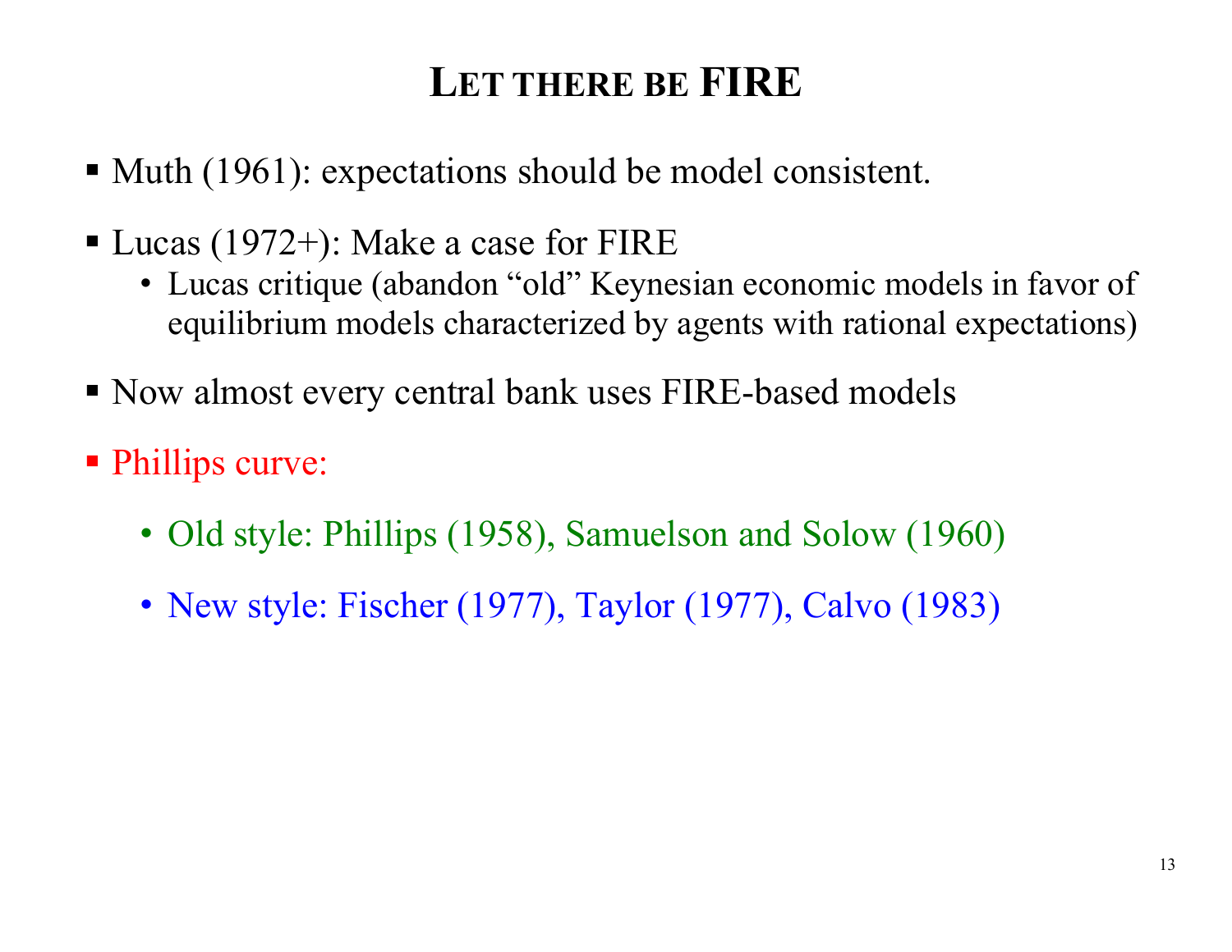# LET THERE BE FIRE

- Muth (1961): expectations should be model consistent.
- Lucas (1972+): Make a case for FIRE
  - Lucas critique (abandon “old” Keynesian economic models in favor of equilibrium models characterized by agents with rational expectations)
- Now almost every central bank uses FIRE-based models
- Phillips curve:
  - Old style: Phillips (1958), Samuelson and Solow (1960)
  - New style: Fischer (1977), Taylor (1977), Calvo (1983)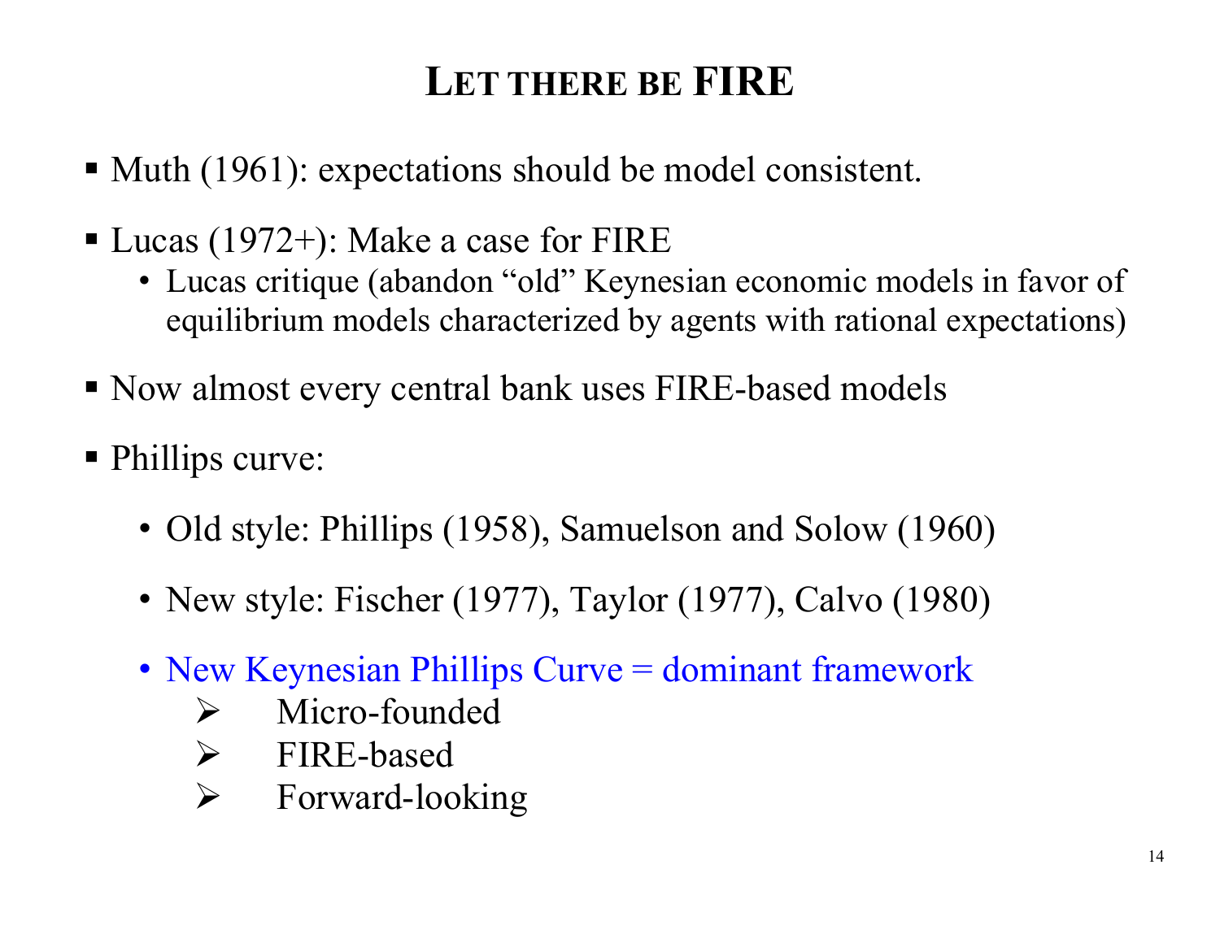# LET THERE BE FIRE

- Muth (1961): expectations should be model consistent.
- Lucas (1972+): Make a case for FIRE
  - Lucas critique (abandon "old" Keynesian economic models in favor of equilibrium models characterized by agents with rational expectations)
- Now almost every central bank uses FIRE-based models
- Phillips curve:
  - Old style: Phillips (1958), Samuelson and Solow (1960)
  - New style: Fischer (1977), Taylor (1977), Calvo (1980)
  - New Keynesian Phillips Curve = dominant framework
    - Micro-founded
    - FIRE-based
    - Forward-looking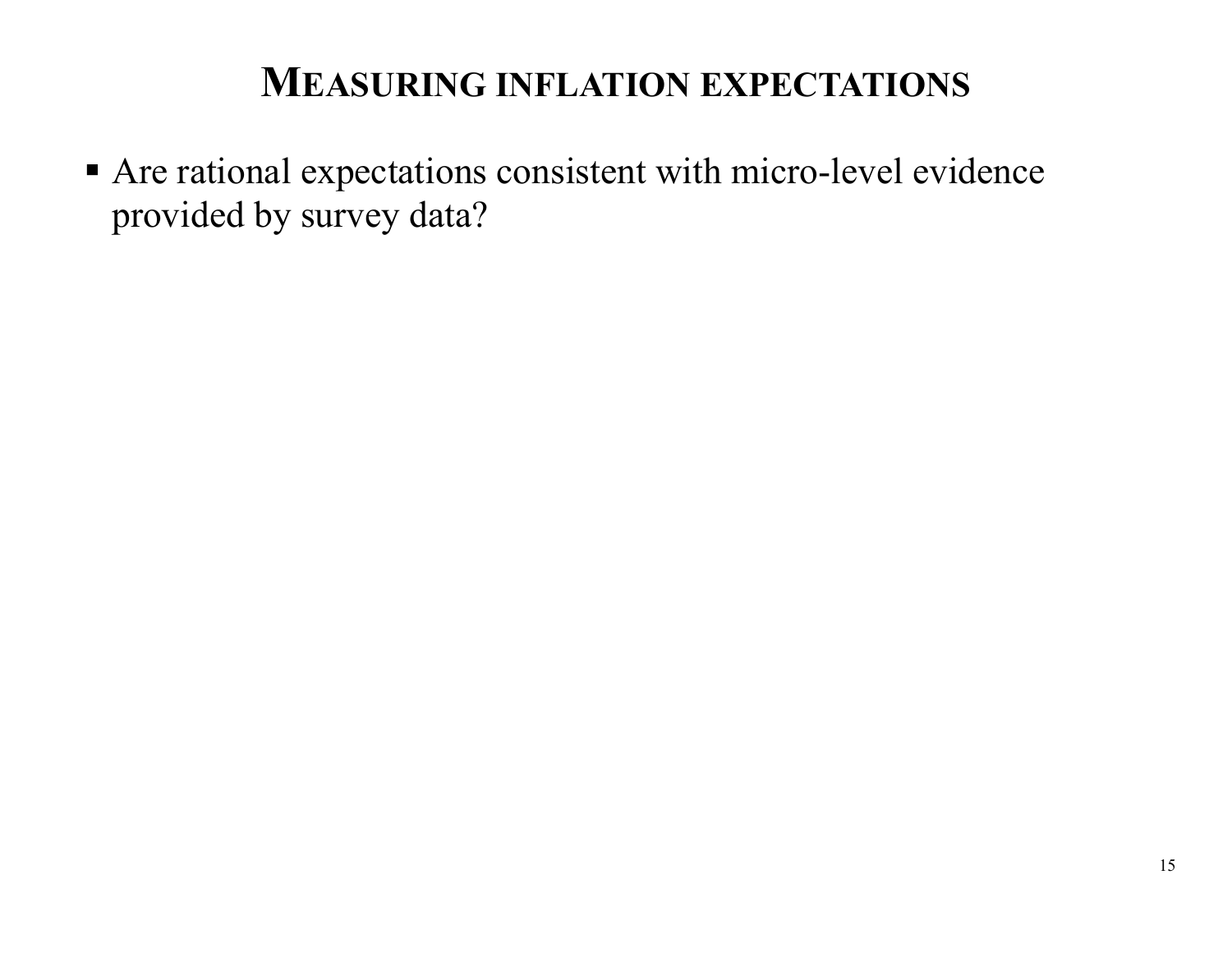# Measuring inflation expectations

- Are rational expectations consistent with micro-level evidence provided by survey data?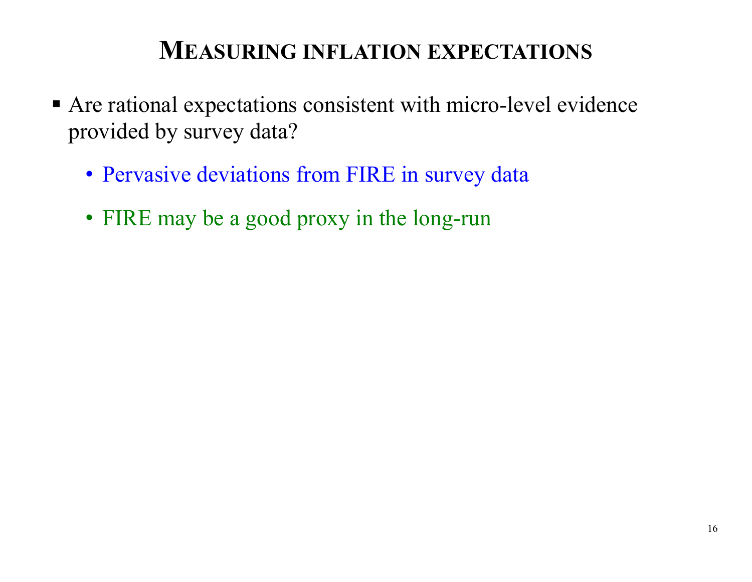# Measuring inflation expectations

- Are rational expectations consistent with micro-level evidence provided by survey data?
  - Pervasive deviations from FIRE in survey data
  - FIRE may be a good proxy in the long-run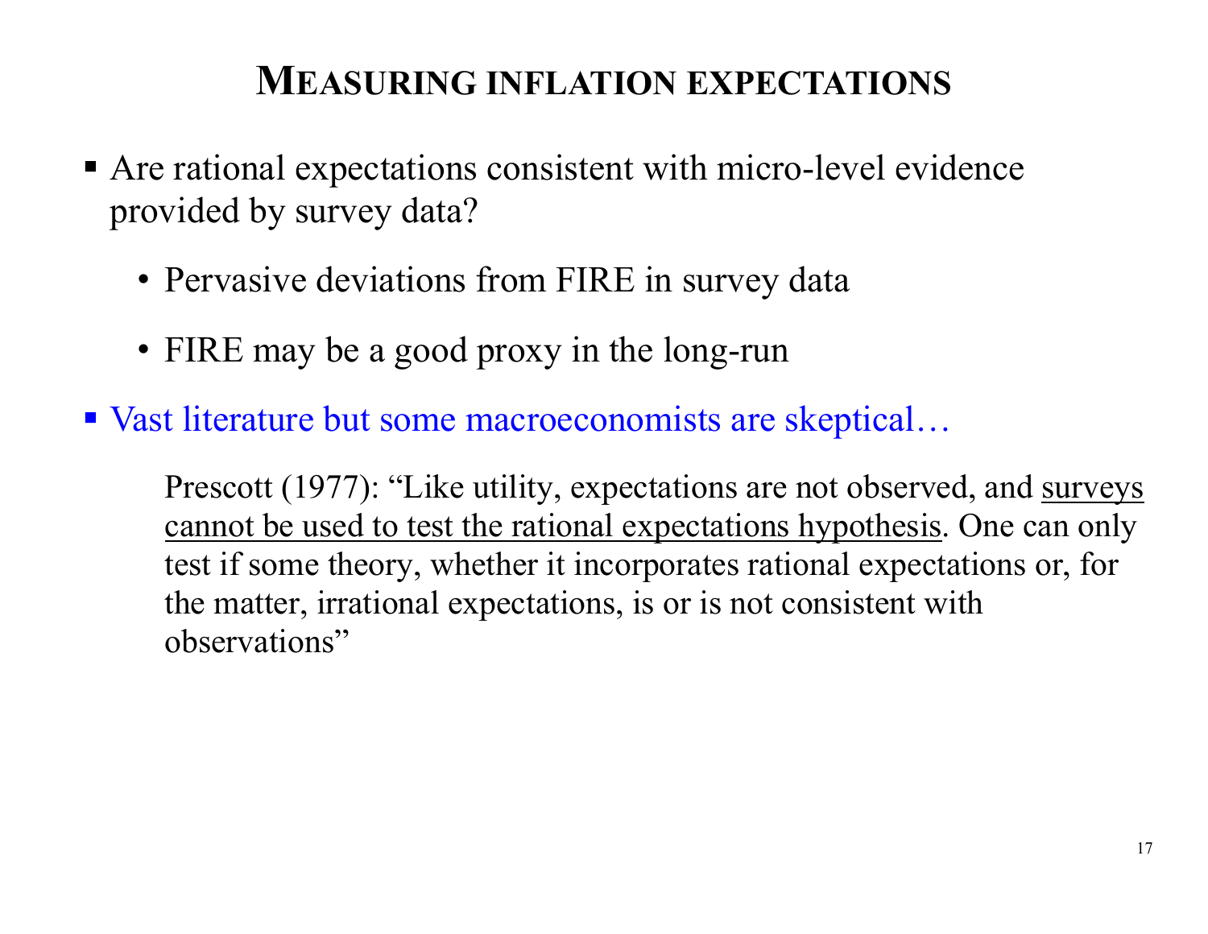# MEASURING INFLATION EXPECTATIONS

- Are rational expectations consistent with micro-level evidence provided by survey data?
  - Pervasive deviations from FIRE in survey data
  - FIRE may be a good proxy in the long-run
- Vast literature but some macroeconomists are skeptical…

  Prescott (1977): "Like utility, expectations are not observed, and <u>surveys cannot be used to test the rational expectations hypothesis</u>. One can only test if some theory, whether it incorporates rational expectations or, for the matter, irrational expectations, is or is not consistent with observations"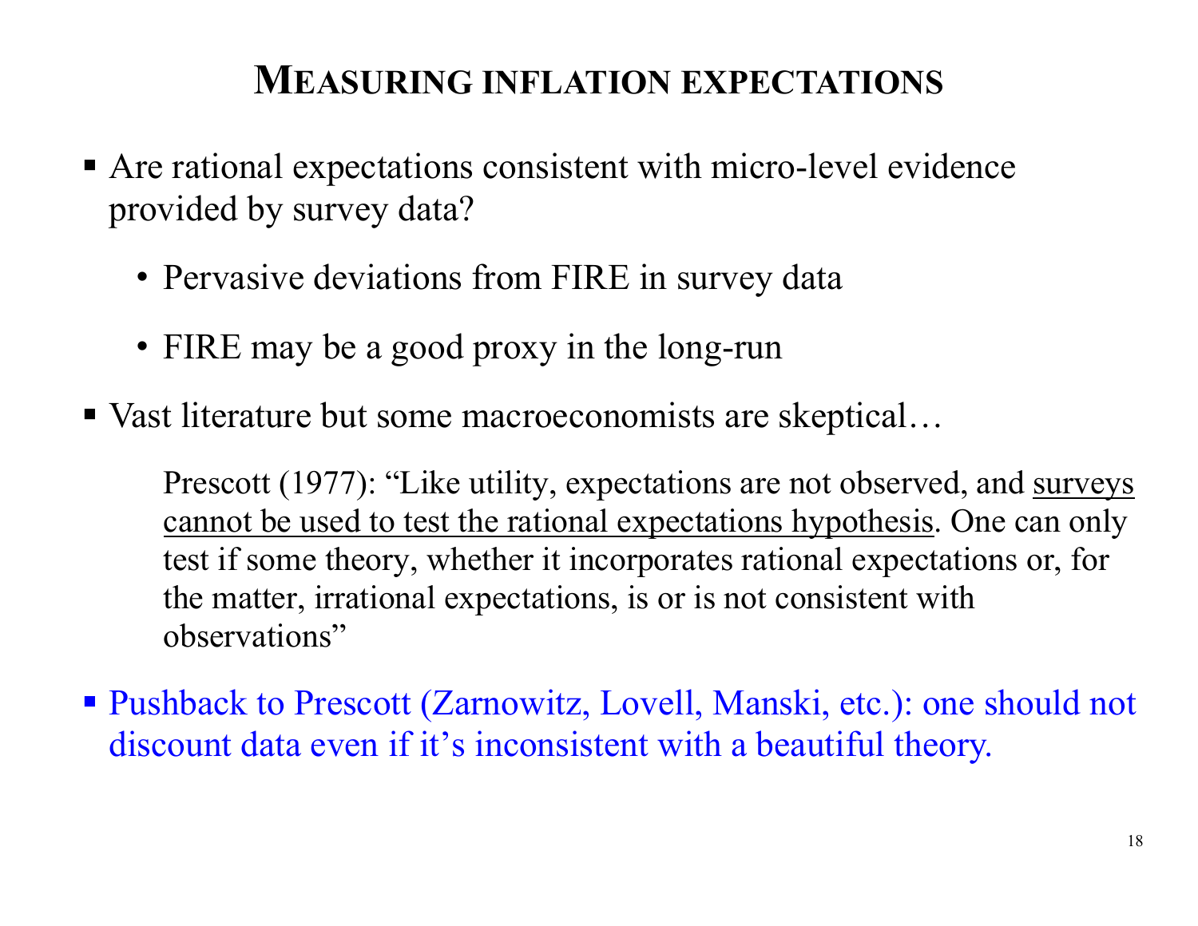# MEASURING INFLATION EXPECTATIONS

- Are rational expectations consistent with micro-level evidence provided by survey data?
  - Pervasive deviations from FIRE in survey data
  - FIRE may be a good proxy in the long-run
- Vast literature but some macroeconomists are skeptical…

  Prescott (1977): "Like utility, expectations are not observed, and surveys cannot be used to test the rational expectations hypothesis. One can only test if some theory, whether it incorporates rational expectations or, for the matter, irrational expectations, is or is not consistent with observations"

- Pushback to Prescott (Zarnowitz, Lovell, Manski, etc.): one should not discount data even if it's inconsistent with a beautiful theory.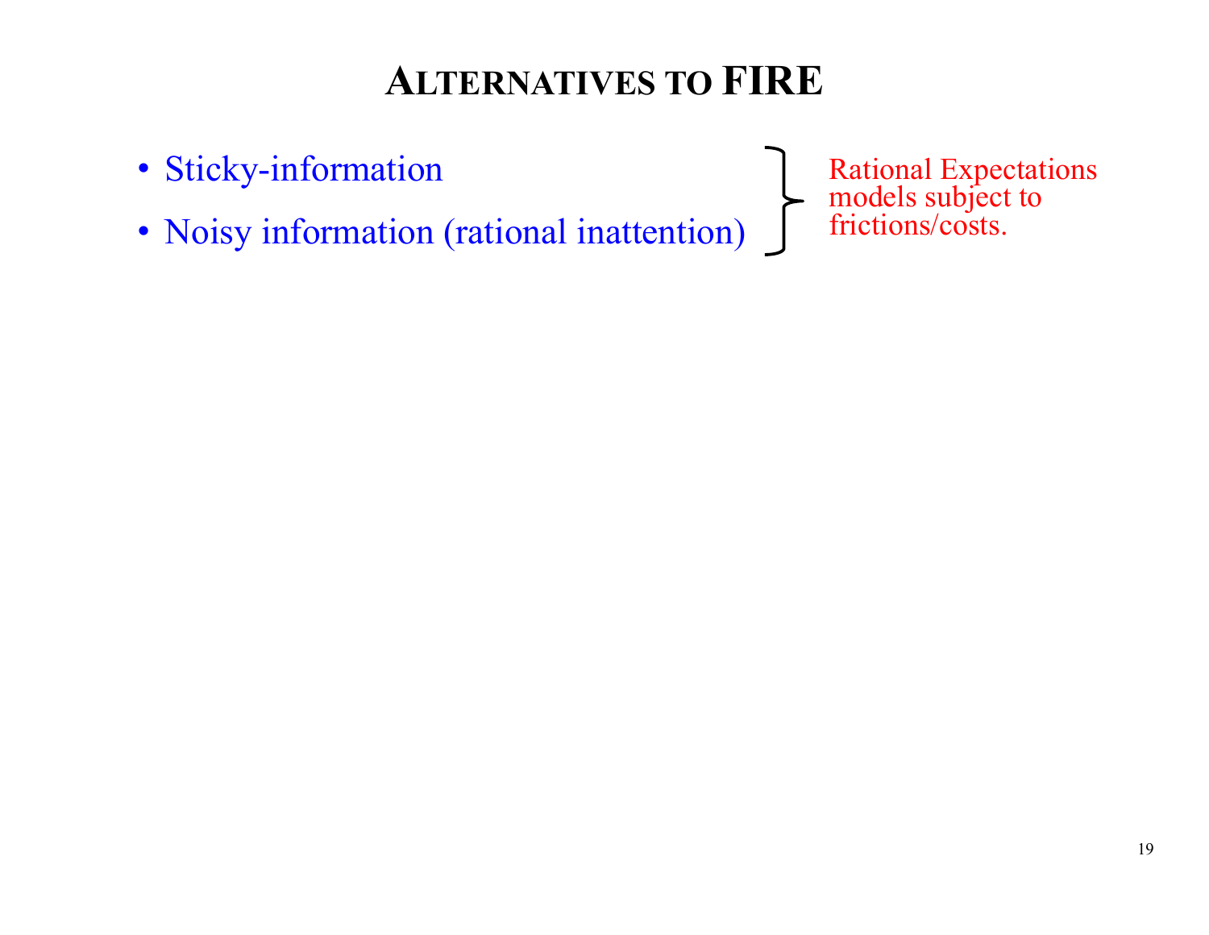# ALTERNATIVES TO FIRE

- Sticky-information
- Noisy information (rational inattention)

} Rational Expectations models subject to frictions/costs.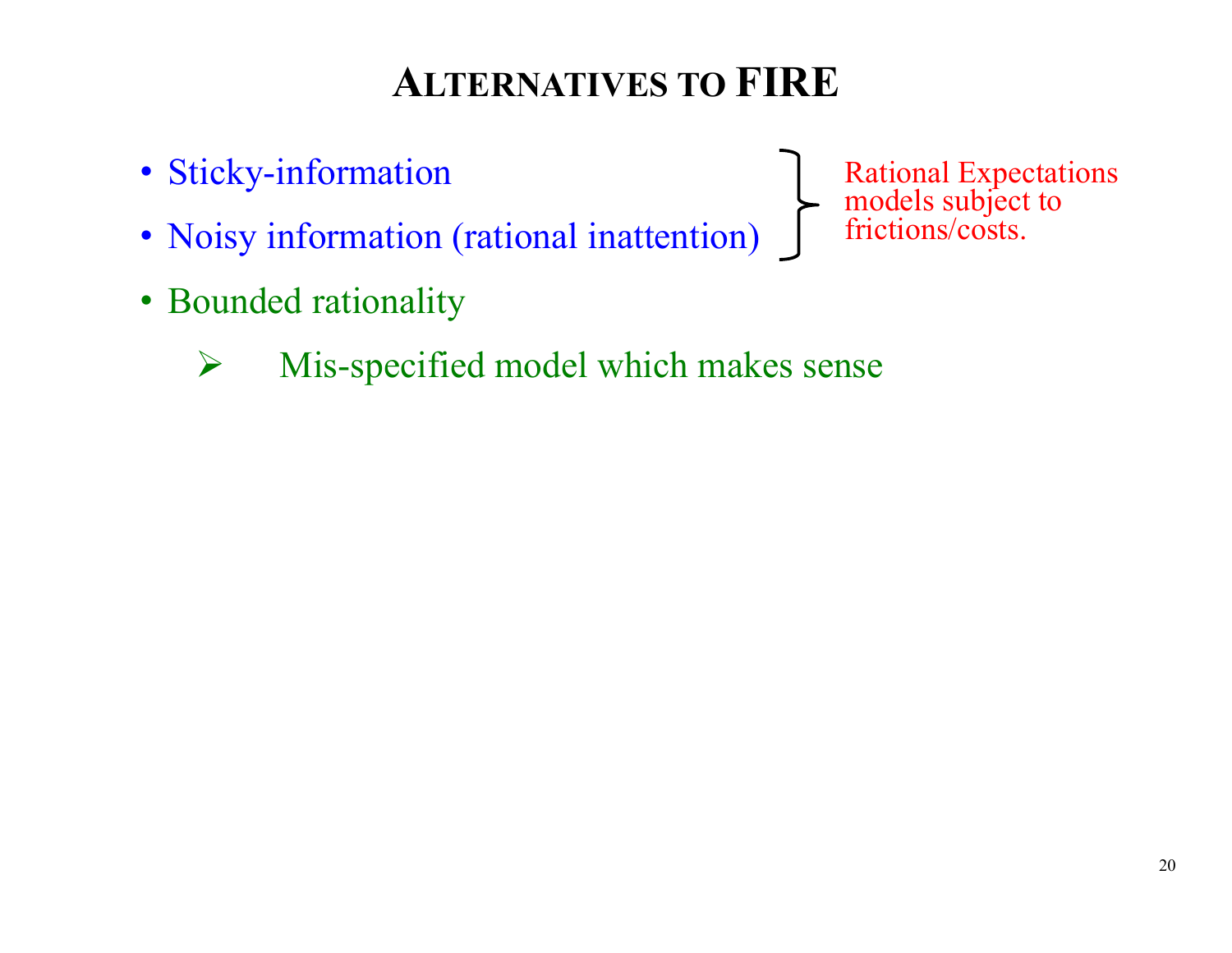# Alternatives to FIRE

- Sticky-information
- Noisy information (rational inattention)

} Rational Expectations models subject to frictions/costs.

- Bounded rationality
  - Mis-specified model which makes sense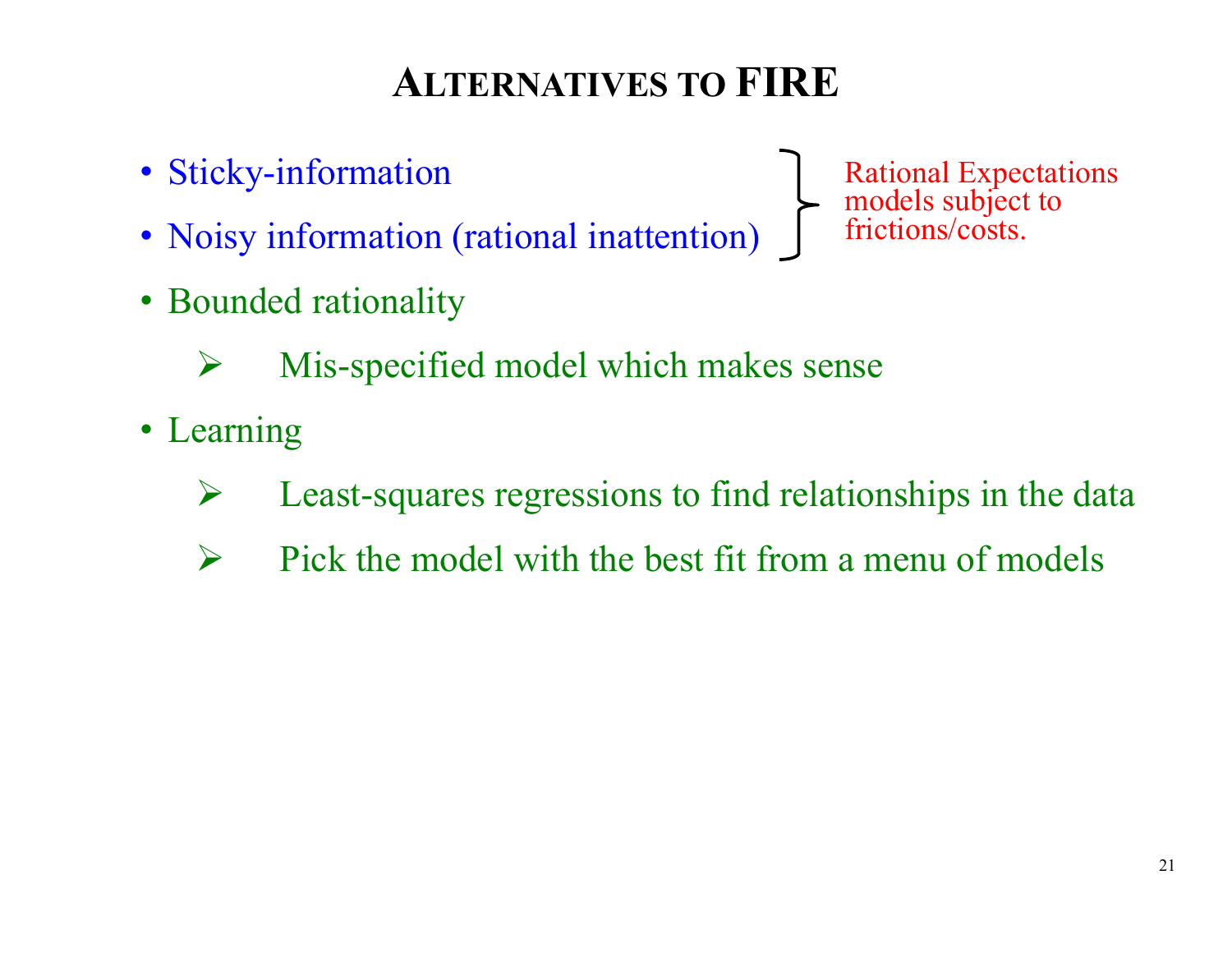# Alternatives to FIRE

- Sticky-information
- Noisy information (rational inattention)

Rational Expectations models subject to frictions/costs.

- Bounded rationality
  - Mis-specified model which makes sense
- Learning
  - Least-squares regressions to find relationships in the data
  - Pick the model with the best fit from a menu of models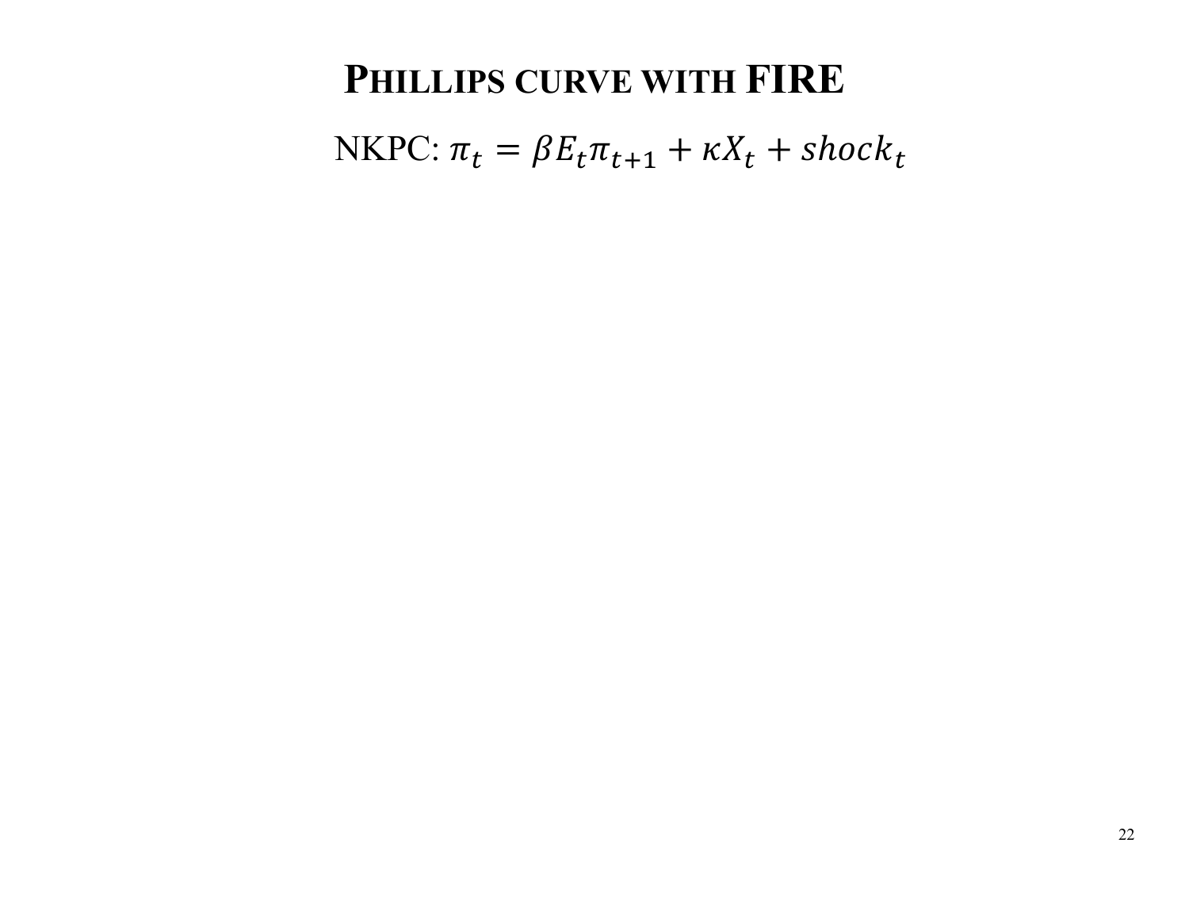# PHILLIPS CURVE WITH FIRE

NKPC: $\pi_t = \beta E_t \pi_{t+1} + \kappa X_t + shock_t$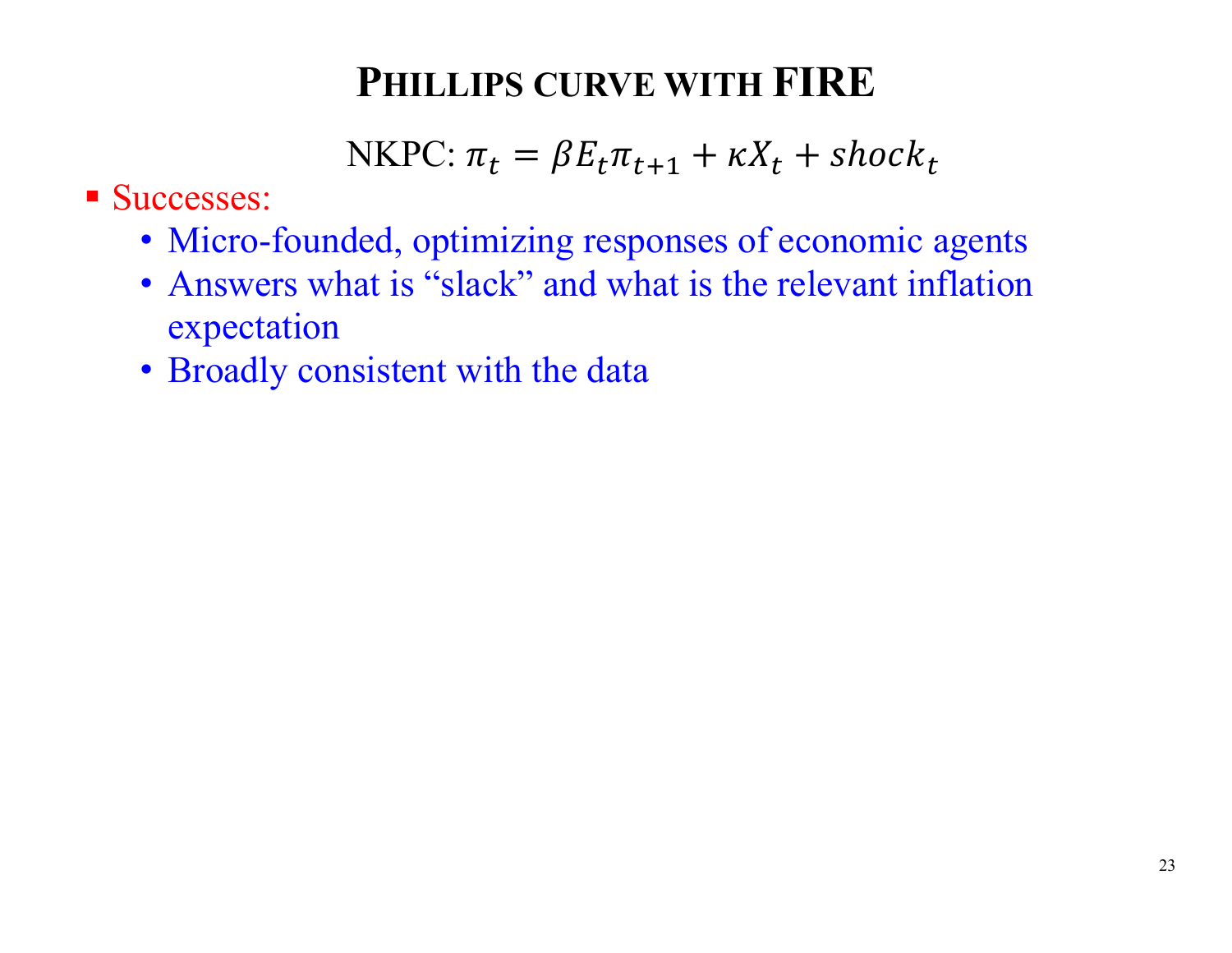# PHILLIPS CURVE WITH FIRE

$$\text{NKPC: } \pi_t = \beta E_t \pi_{t+1} + \kappa X_t + shock_t$$

- Successes:
  - Micro-founded, optimizing responses of economic agents
  - Answers what is "slack" and what is the relevant inflation expectation
  - Broadly consistent with the data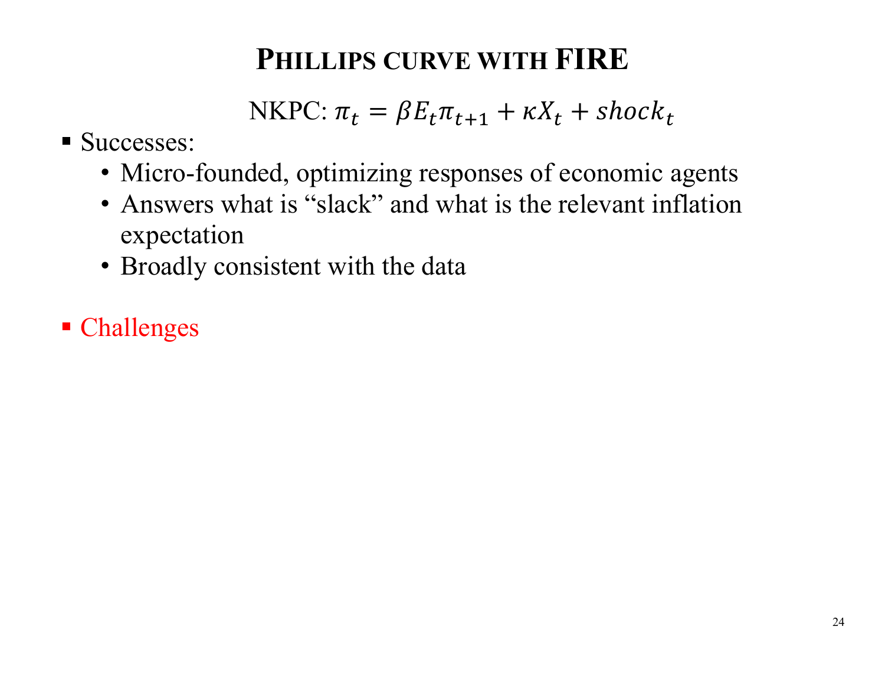# Phillips curve with FIRE

NKPC: $\pi_t = \beta E_t \pi_{t+1} + \kappa X_t + shock_t$

- Successes:
  - Micro-founded, optimizing responses of economic agents
  - Answers what is "slack" and what is the relevant inflation expectation
  - Broadly consistent with the data

- Challenges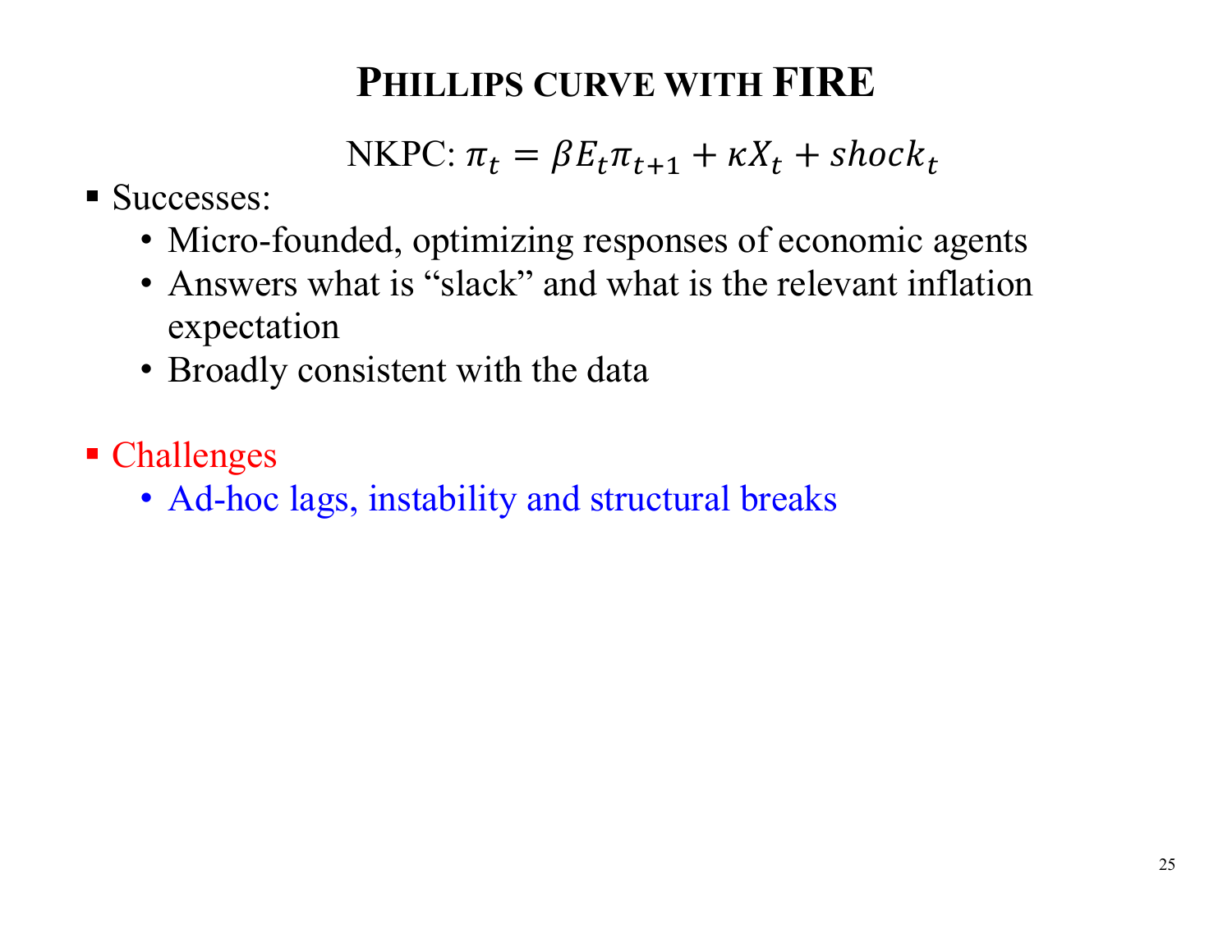# PHILLIPS CURVE WITH FIRE

NKPC: $\pi_t = \beta E_t \pi_{t+1} + \kappa X_t + shock_t$

- Successes:
  - Micro-founded, optimizing responses of economic agents
  - Answers what is "slack" and what is the relevant inflation expectation
  - Broadly consistent with the data

- Challenges
  - Ad-hoc lags, instability and structural breaks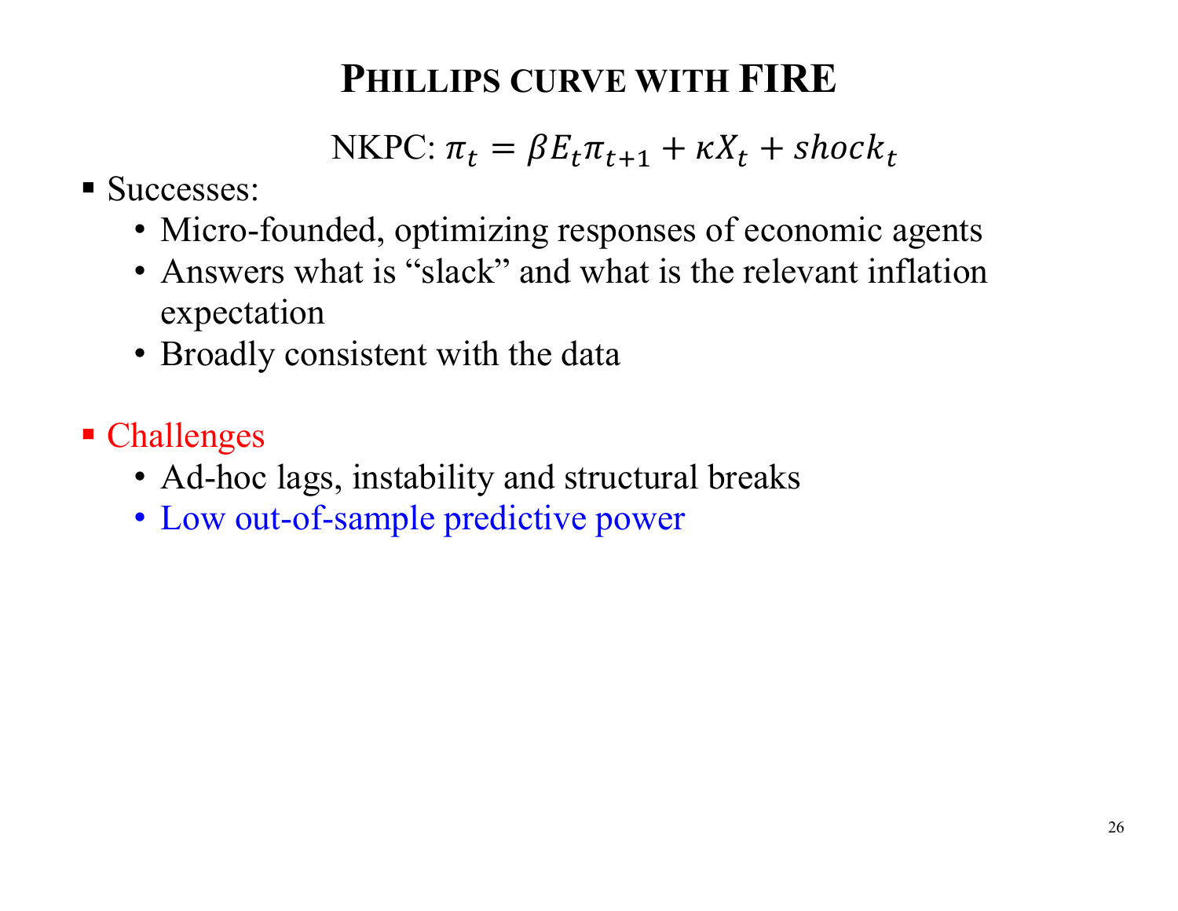# PHILLIPS CURVE WITH FIRE

NKPC: $\pi_t = \beta E_t \pi_{t+1} + \kappa X_t + shock_t$

- Successes:
  - Micro-founded, optimizing responses of economic agents
  - Answers what is "slack" and what is the relevant inflation expectation
  - Broadly consistent with the data

- Challenges
  - Ad-hoc lags, instability and structural breaks
  - Low out-of-sample predictive power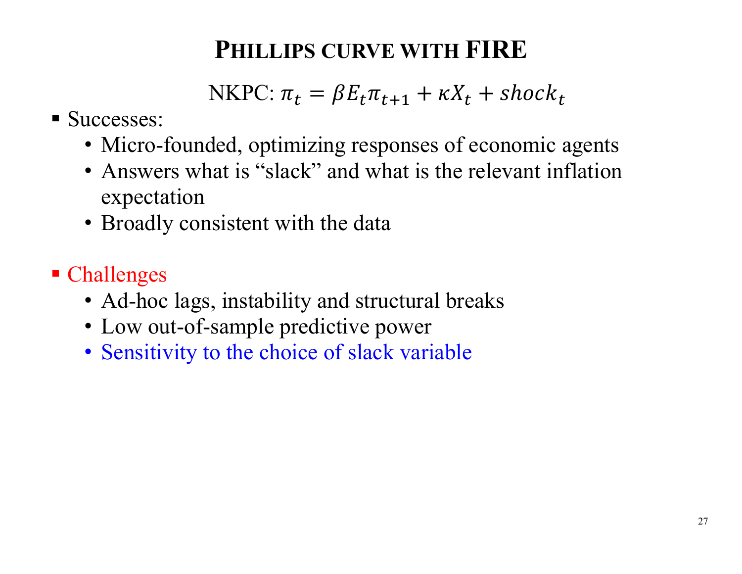# PHILLIPS CURVE WITH FIRE

$$\text{NKPC: } \pi_t = \beta E_t \pi_{t+1} + \kappa X_t + shock_t$$

- Successes:
  - Micro-founded, optimizing responses of economic agents
  - Answers what is "slack" and what is the relevant inflation expectation
  - Broadly consistent with the data

- Challenges
  - Ad-hoc lags, instability and structural breaks
  - Low out-of-sample predictive power
  - Sensitivity to the choice of slack variable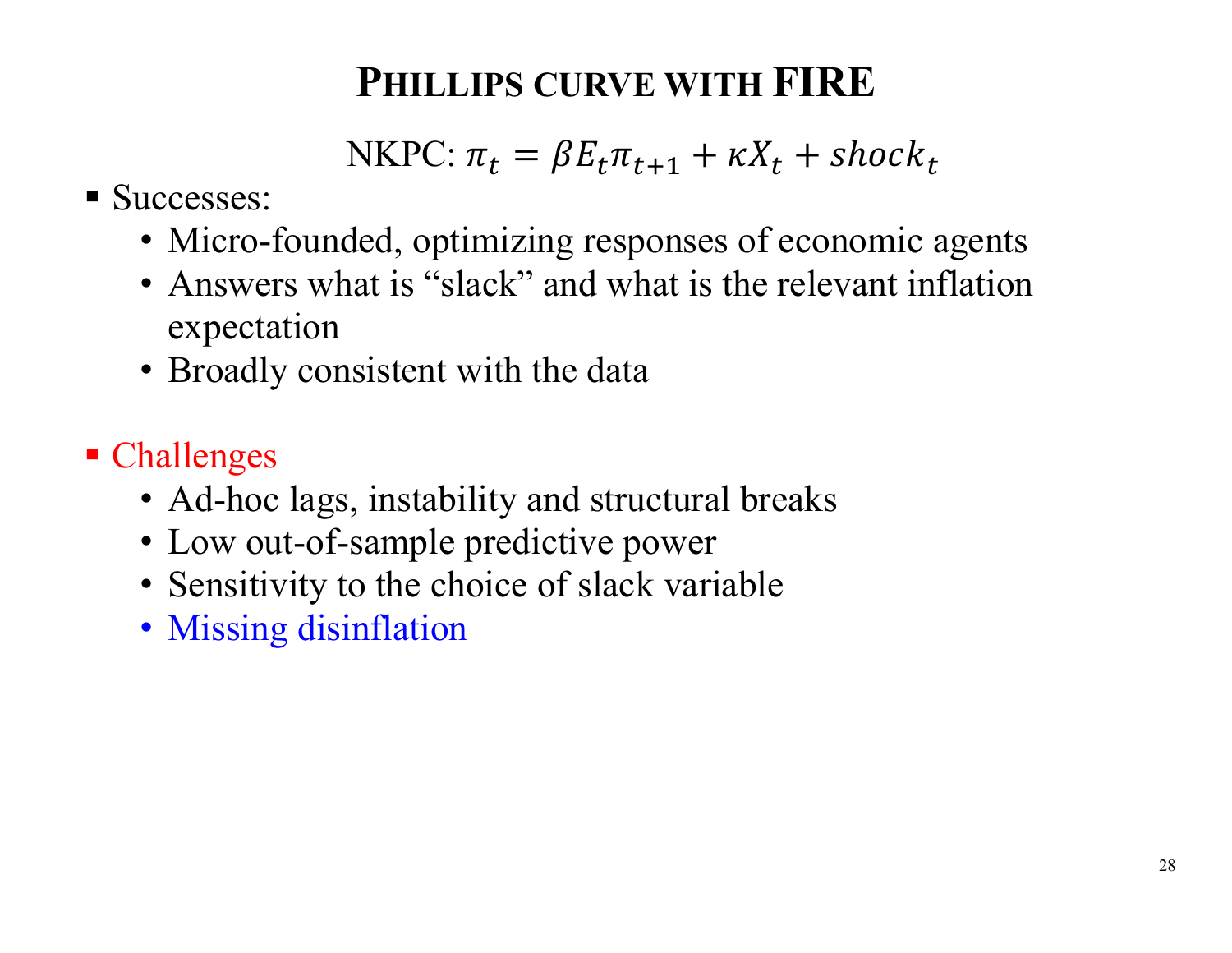# PHILLIPS CURVE WITH FIRE

$$\text{NKPC: } \pi_t = \beta E_t \pi_{t+1} + \kappa X_t + shock_t$$

- Successes:
  - Micro-founded, optimizing responses of economic agents
  - Answers what is "slack" and what is the relevant inflation expectation
  - Broadly consistent with the data

- Challenges
  - Ad-hoc lags, instability and structural breaks
  - Low out-of-sample predictive power
  - Sensitivity to the choice of slack variable
  - Missing disinflation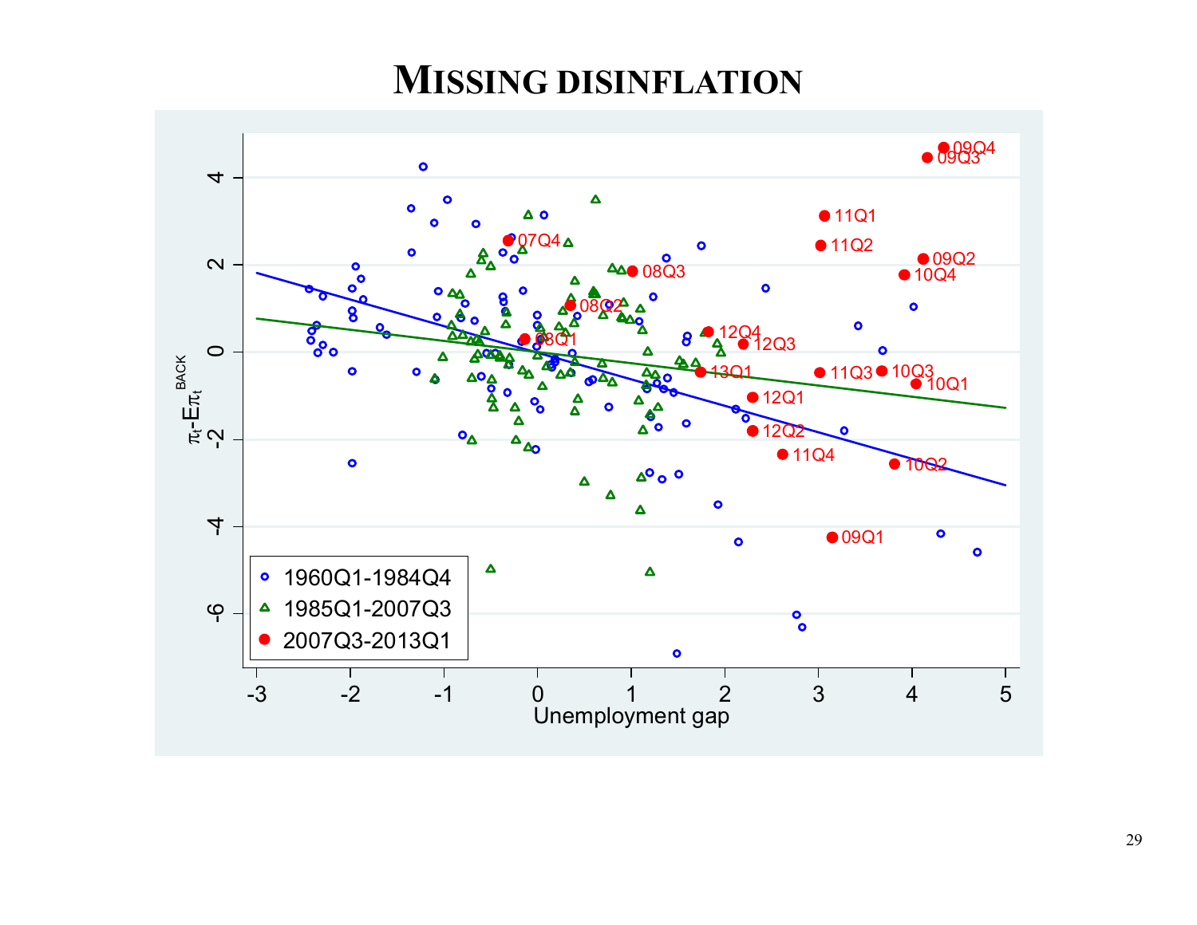# MISSING DISINFLATION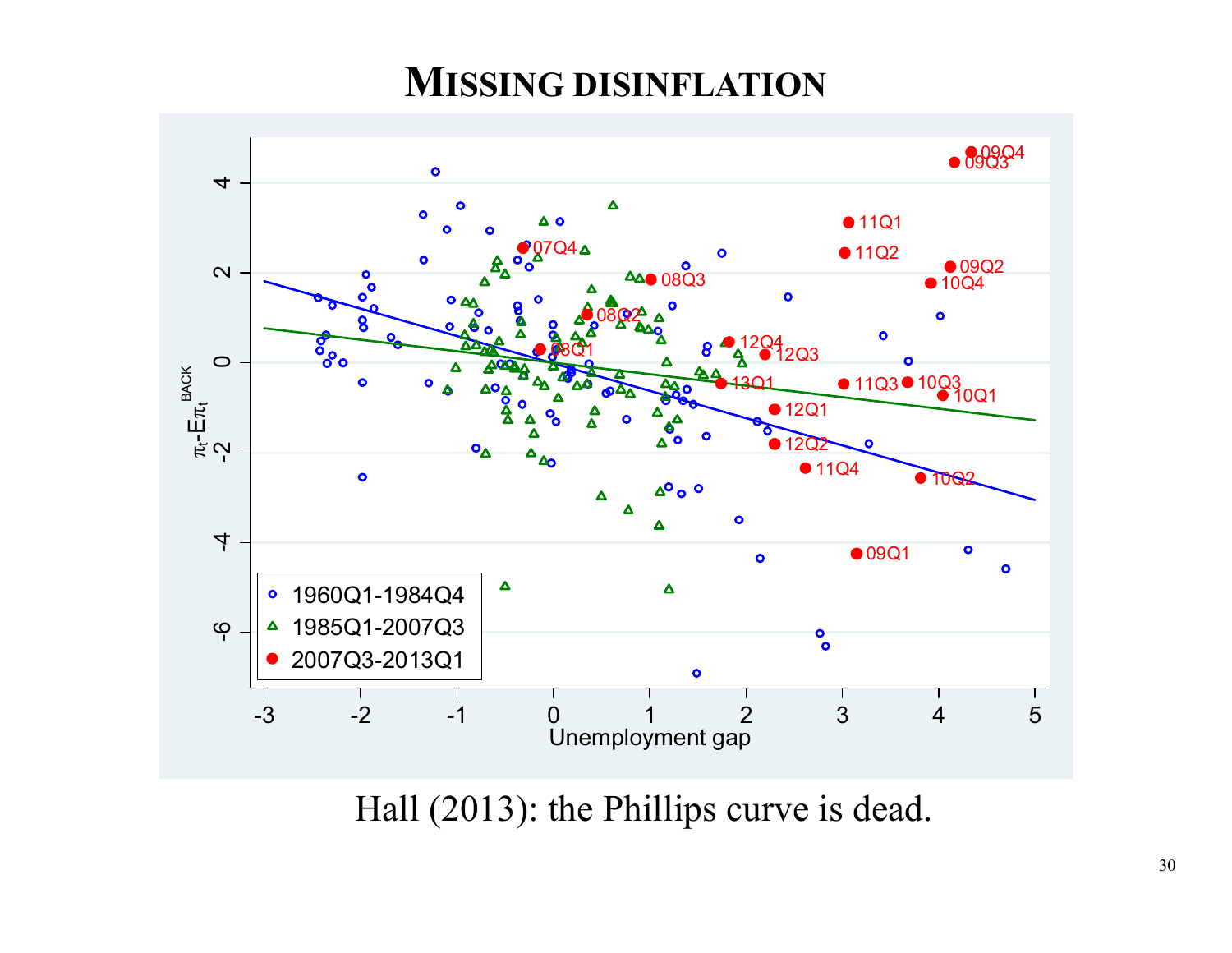# MISSING DISINFLATION

Hall (2013): the Phillips curve is dead.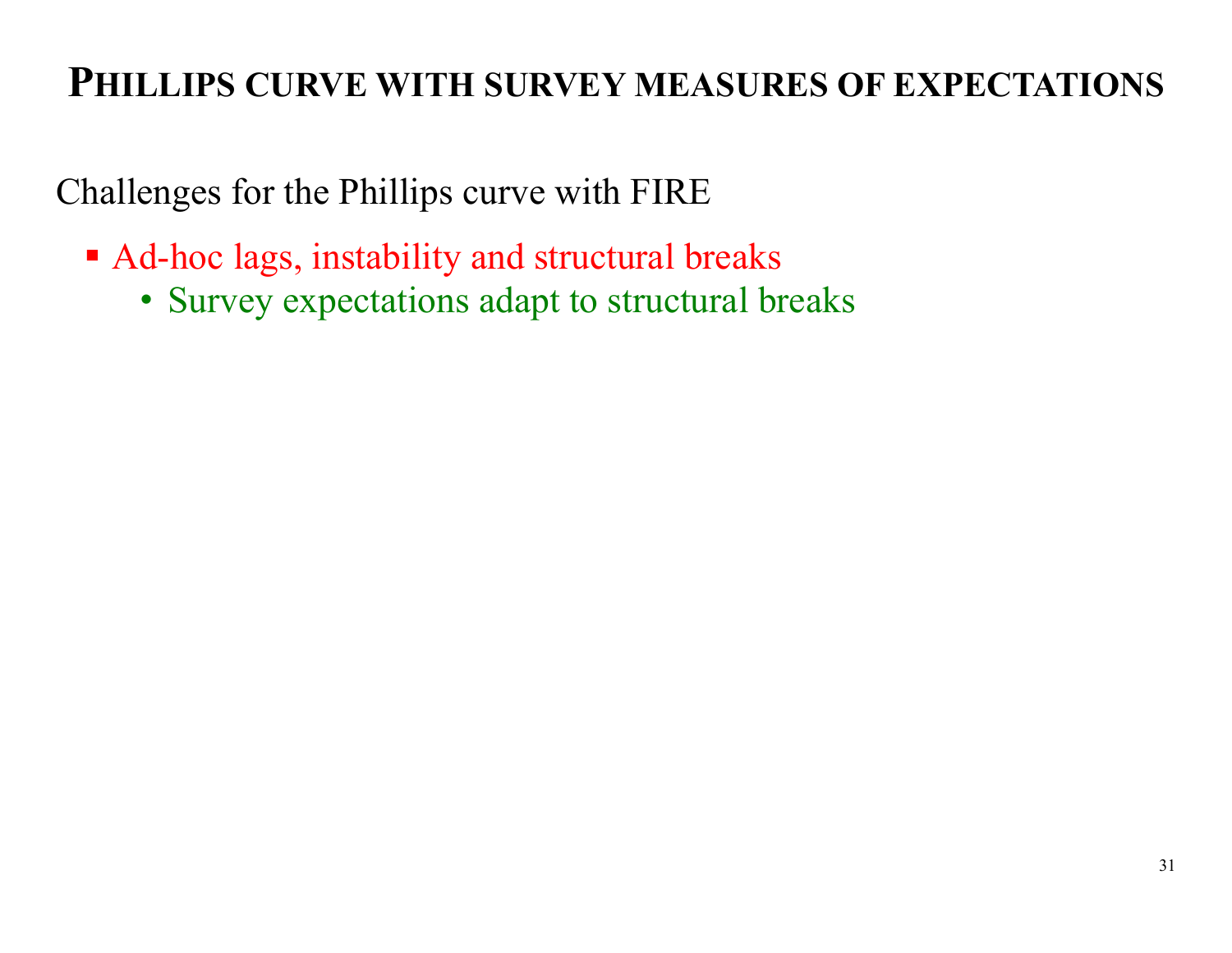## Phillips curve with survey measures of expectations

Challenges for the Phillips curve with FIRE

- Ad-hoc lags, instability and structural breaks
  - Survey expectations adapt to structural breaks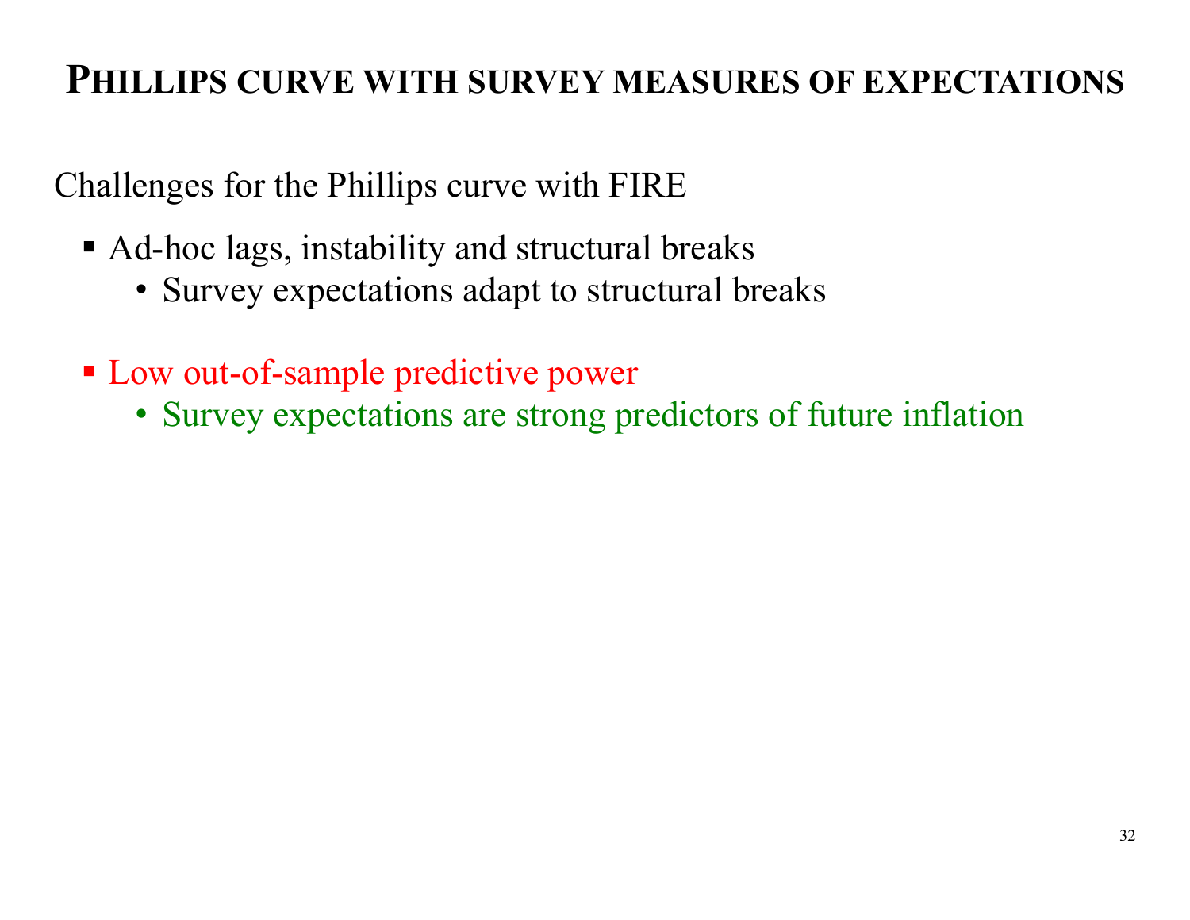# Phillips curve with survey measures of expectations

Challenges for the Phillips curve with FIRE

- Ad-hoc lags, instability and structural breaks
  - Survey expectations adapt to structural breaks

- Low out-of-sample predictive power
  - Survey expectations are strong predictors of future inflation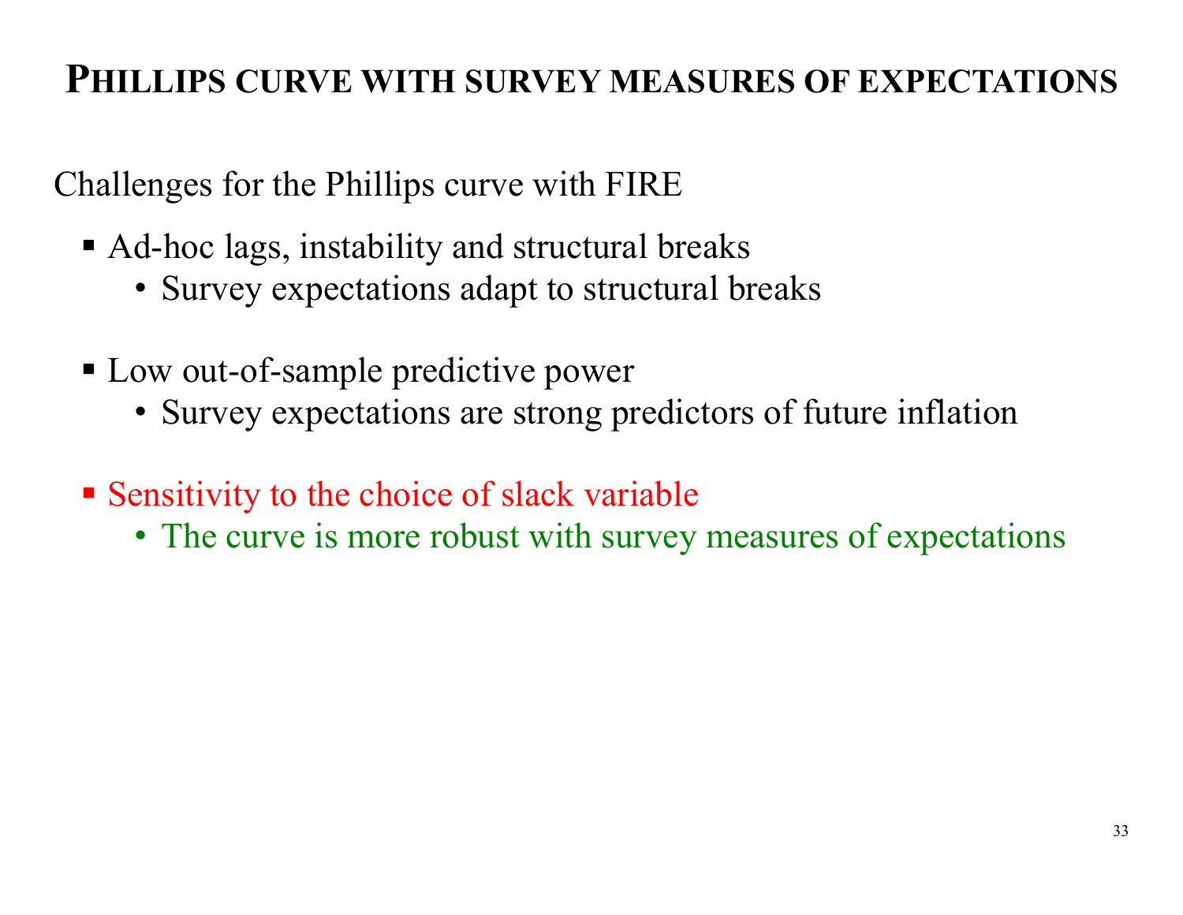# Phillips curve with survey measures of expectations

Challenges for the Phillips curve with FIRE

- Ad-hoc lags, instability and structural breaks
  - Survey expectations adapt to structural breaks

- Low out-of-sample predictive power
  - Survey expectations are strong predictors of future inflation

- Sensitivity to the choice of slack variable
  - The curve is more robust with survey measures of expectations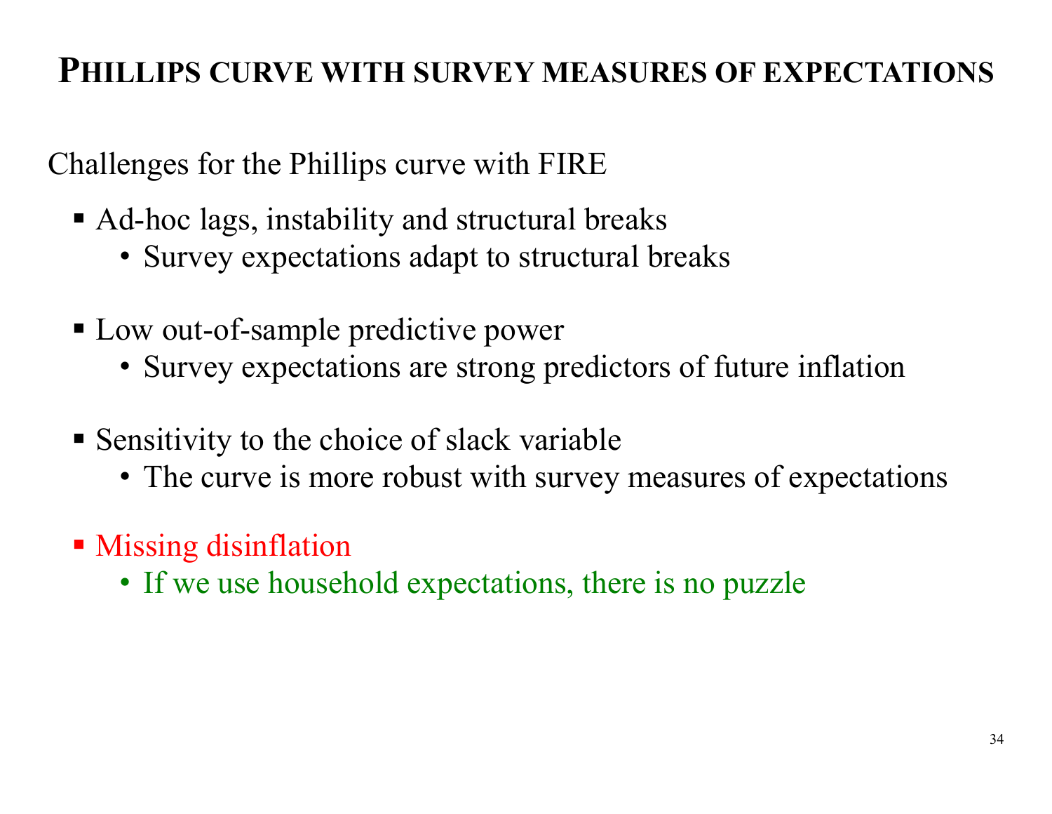# Phillips curve with survey measures of expectations

Challenges for the Phillips curve with FIRE

- Ad-hoc lags, instability and structural breaks
  - Survey expectations adapt to structural breaks
- Low out-of-sample predictive power
  - Survey expectations are strong predictors of future inflation
- Sensitivity to the choice of slack variable
  - The curve is more robust with survey measures of expectations
- Missing disinflation
  - If we use household expectations, there is no puzzle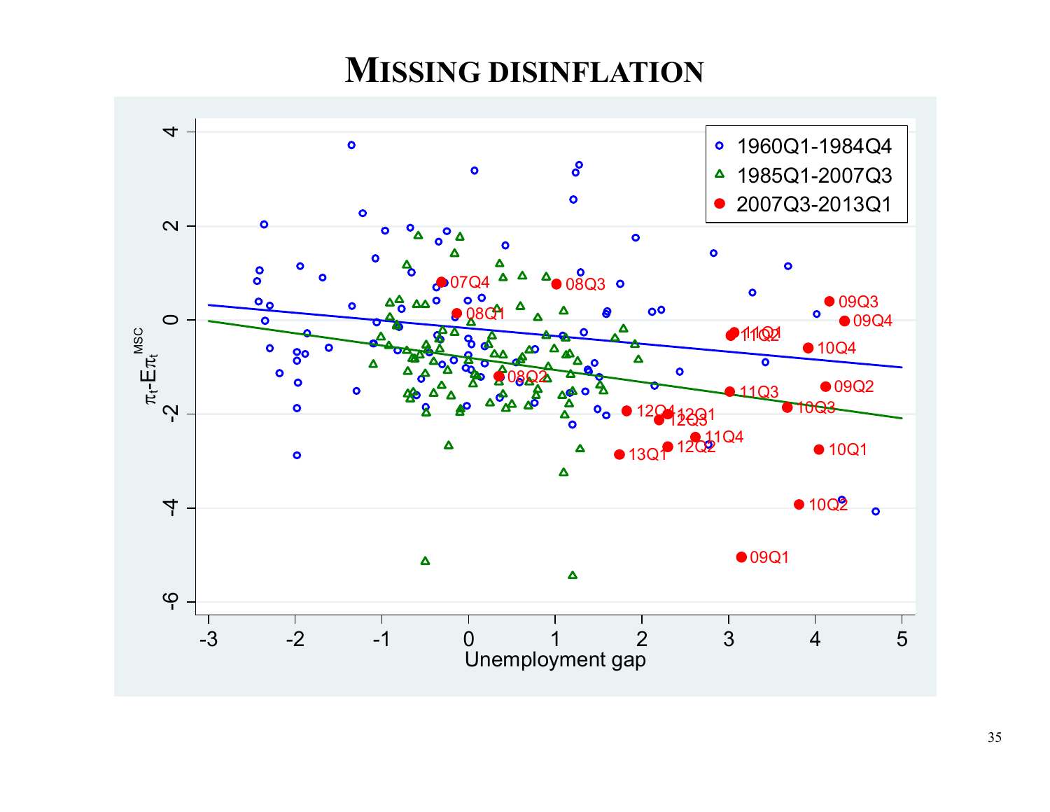# MISSING DISINFLATION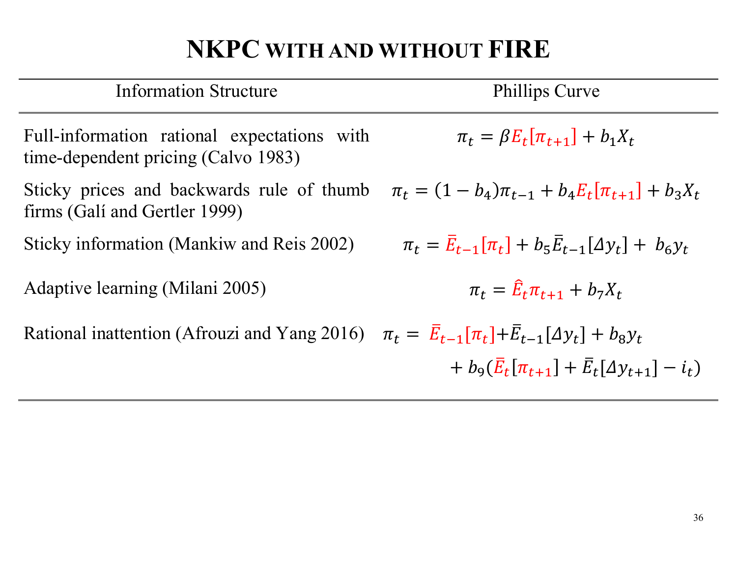# NKPC WITH AND WITHOUT FIRE

| Information Structure | Phillips Curve |
|---|---|
| Full-information rational expectations with time-dependent pricing (Calvo 1983) | $\pi_t = \beta E_t[\pi_{t+1}] + b_1 X_t$ |
| Sticky prices and backwards rule of thumb firms (Galí and Gertler 1999) | $\pi_t = (1 - b_4)\pi_{t-1} + b_4 E_t[\pi_{t+1}] + b_3 X_t$ |
| Sticky information (Mankiw and Reis 2002) | $\pi_t = \bar{E}_{t-1}[\pi_t] + b_5 \bar{E}_{t-1}[\Delta y_t] + b_6 y_t$ |
| Adaptive learning (Milani 2005) | $\pi_t = \hat{E}_t \pi_{t+1} + b_7 X_t$ |
| Rational inattention (Afrouzi and Yang 2016) | $\pi_t = \bar{E}_{t-1}[\pi_t] + \bar{E}_{t-1}[\Delta y_t] + b_8 y_t + b_9(\bar{E}_t[\pi_{t+1}] + \bar{E}_t[\Delta y_{t+1}] - i_t)$ |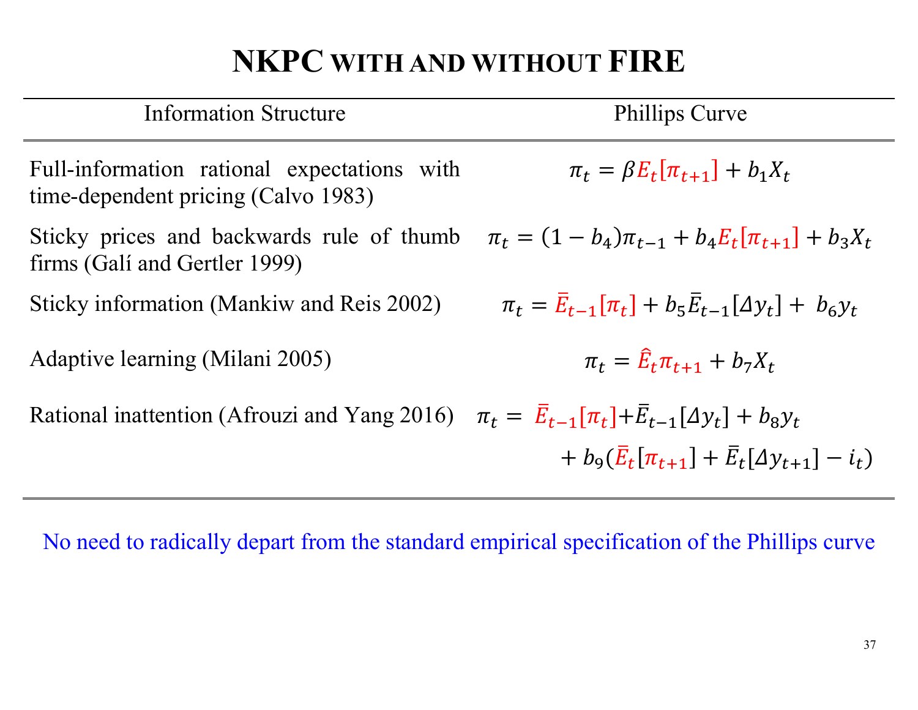# NKPC WITH AND WITHOUT FIRE

| Information Structure | Phillips Curve |
|---|---|
| Full-information rational expectations with time-dependent pricing (Calvo 1983) | $\pi_t = \beta E_t[\pi_{t+1}] + b_1 X_t$ |
| Sticky prices and backwards rule of thumb firms (Galí and Gertler 1999) | $\pi_t = (1 - b_4)\pi_{t-1} + b_4 E_t[\pi_{t+1}] + b_3 X_t$ |
| Sticky information (Mankiw and Reis 2002) | $\pi_t = \bar{E}_{t-1}[\pi_t] + b_5 \bar{E}_{t-1}[\Delta y_t] + b_6 y_t$ |
| Adaptive learning (Milani 2005) | $\pi_t = \hat{E}_t \pi_{t+1} + b_7 X_t$ |
| Rational inattention (Afrouzi and Yang 2016) | $\pi_t = \bar{E}_{t-1}[\pi_t] + \bar{E}_{t-1}[\Delta y_t] + b_8 y_t + b_9(\bar{E}_t[\pi_{t+1}] + \bar{E}_t[\Delta y_{t+1}] - i_t)$ |

No need to radically depart from the standard empirical specification of the Phillips curve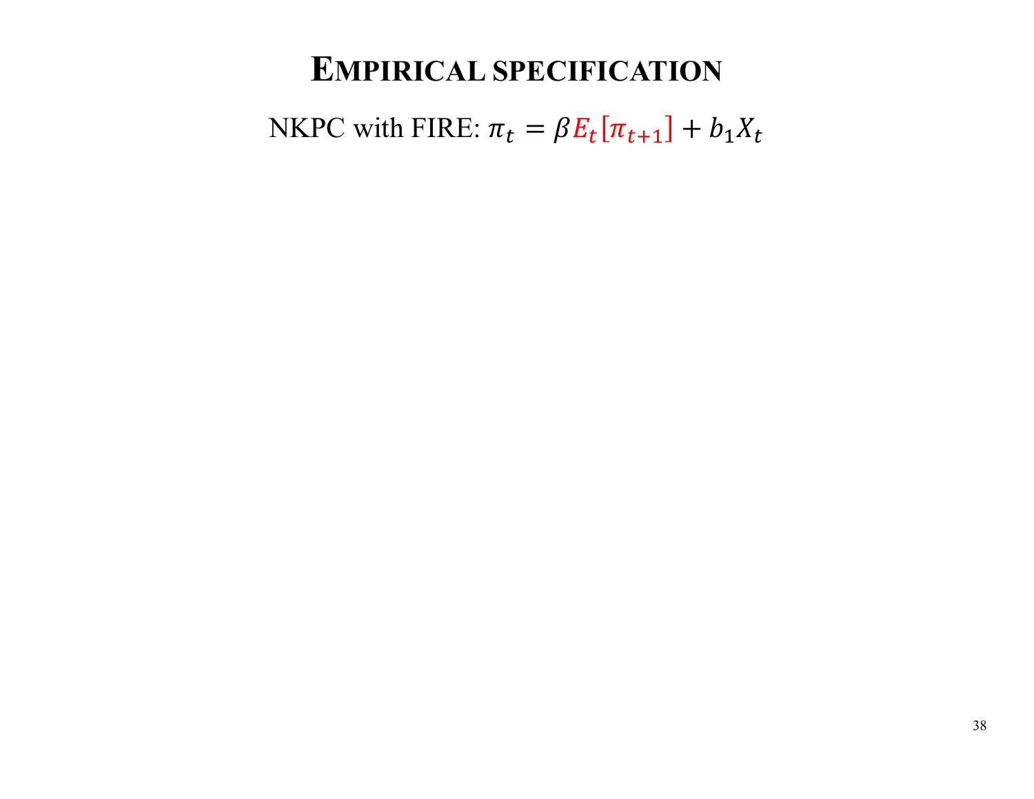# EMPIRICAL SPECIFICATION

NKPC with FIRE: $\pi_t = \beta E_t[\pi_{t+1}] + b_1 X_t$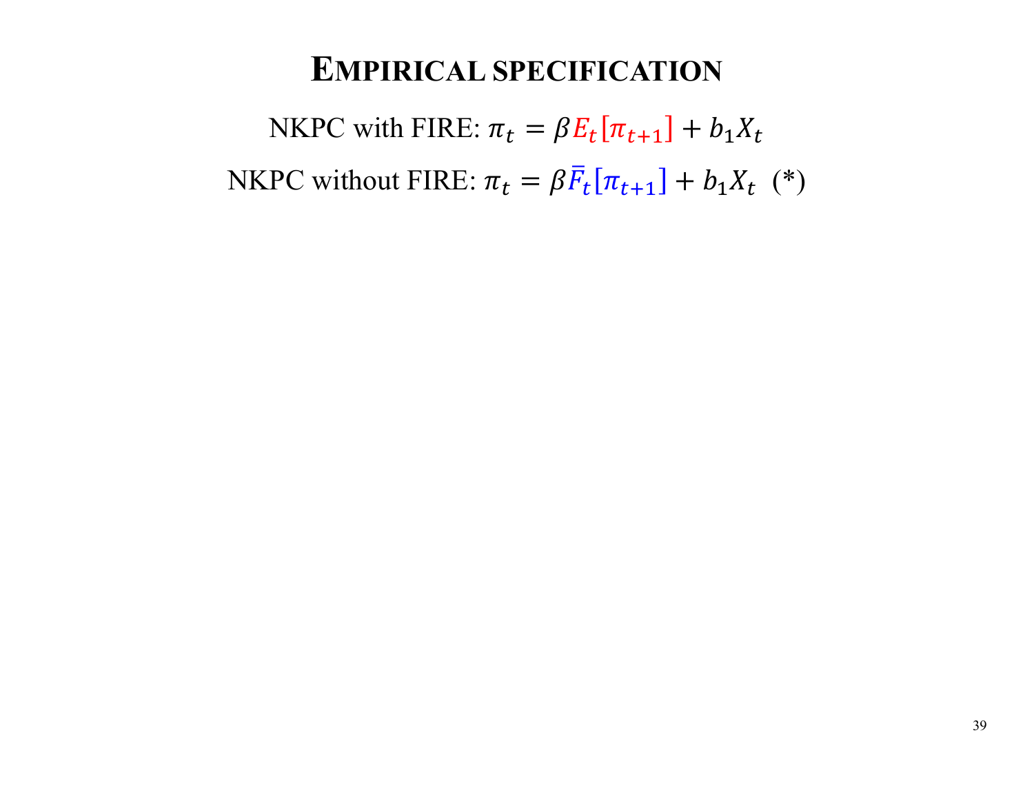# Empirical specification

NKPC with FIRE: $\pi_t = \beta E_t[\pi_{t+1}] + b_1 X_t$

NKPC without FIRE: $\pi_t = \beta \bar{F}_t[\pi_{t+1}] + b_1 X_t$ (*)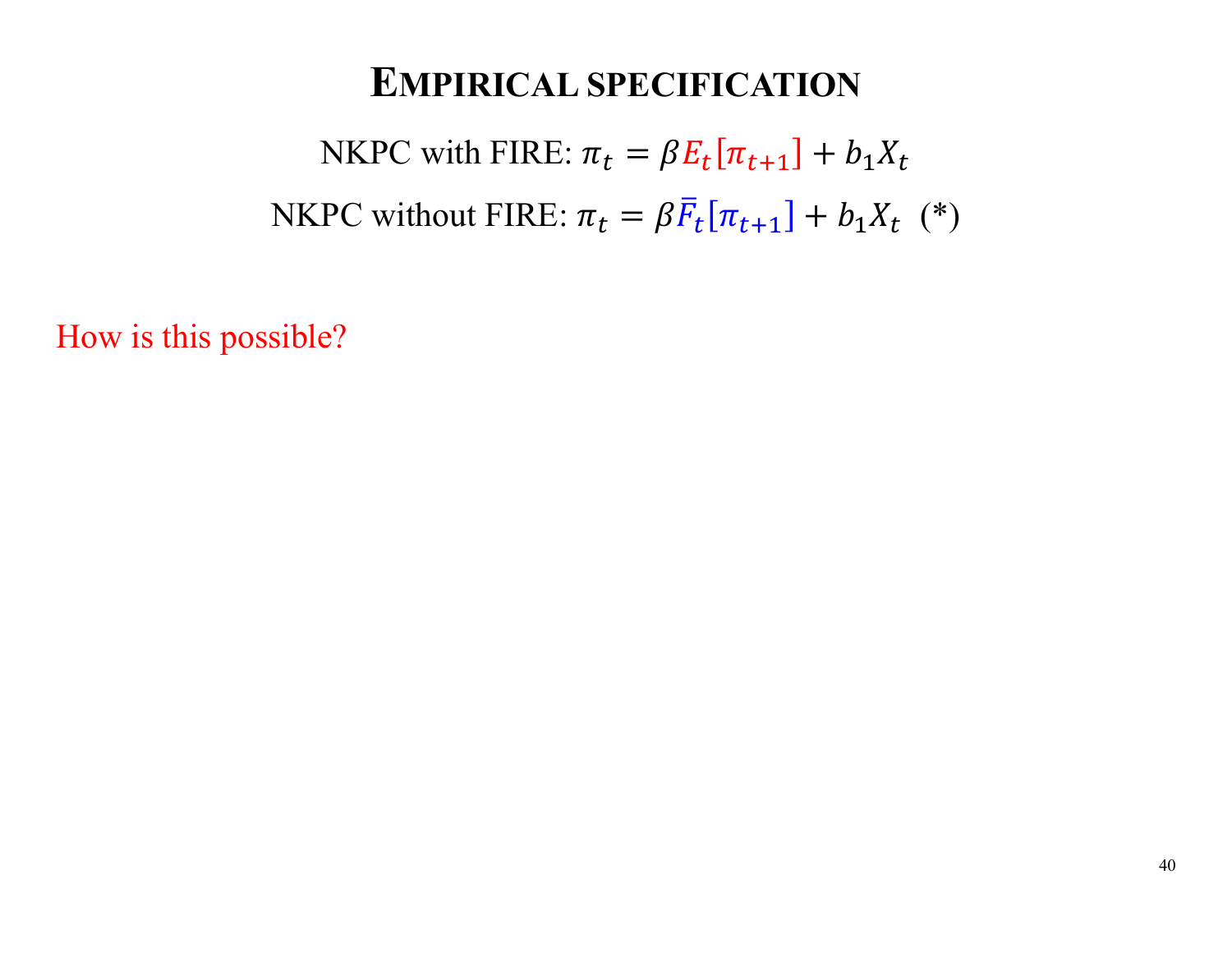# EMPIRICAL SPECIFICATION

NKPC with FIRE: $\pi_t = \beta E_t[\pi_{t+1}] + b_1 X_t$

NKPC without FIRE: $\pi_t = \beta \bar{F}_t[\pi_{t+1}] + b_1 X_t$ (*)

How is this possible?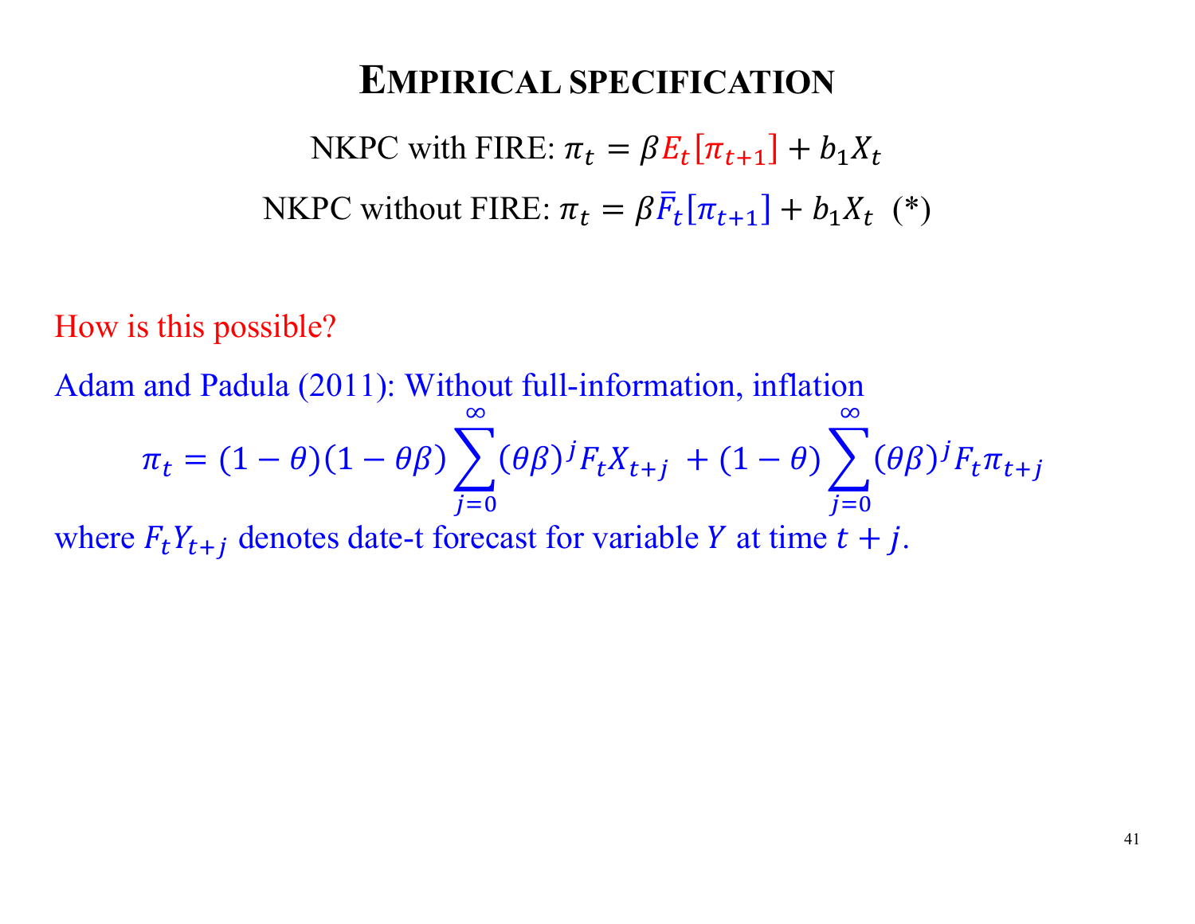# EMPIRICAL SPECIFICATION

NKPC with FIRE: $\pi_t = \beta E_t[\pi_{t+1}] + b_1 X_t$

NKPC without FIRE: $\pi_t = \beta \bar{F}_t[\pi_{t+1}] + b_1 X_t$ (*)

How is this possible?

Adam and Padula (2011): Without full-information, inflation

$$\pi_t = (1-\theta)(1-\theta\beta)\sum_{j=0}^{\infty}(\theta\beta)^j F_t X_{t+j} + (1-\theta)\sum_{j=0}^{\infty}(\theta\beta)^j F_t \pi_{t+j}$$

where $F_t Y_{t+j}$ denotes date-t forecast for variable $Y$ at time $t+j$.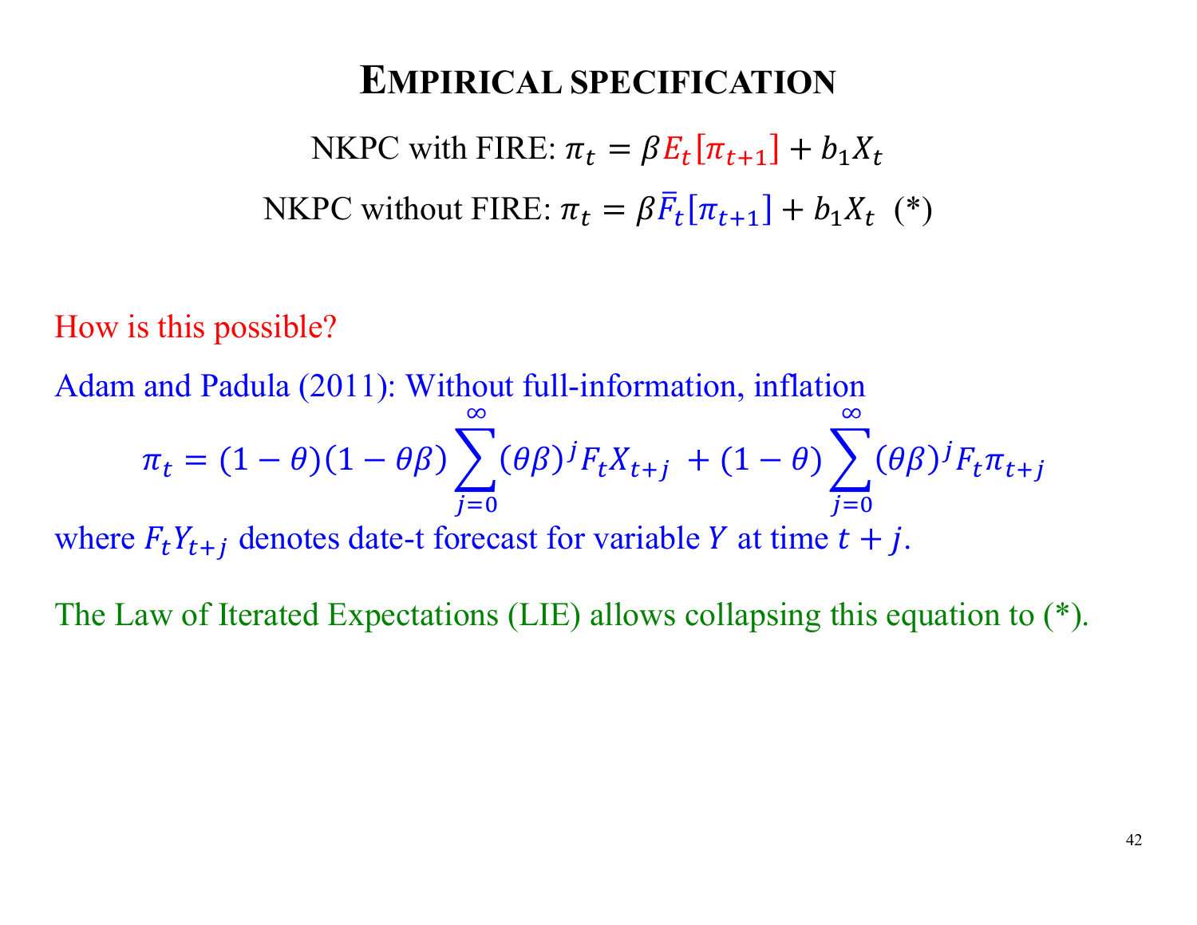# Empirical specification

NKPC with FIRE: $\pi_t = \beta E_t[\pi_{t+1}] + b_1 X_t$

NKPC without FIRE: $\pi_t = \beta \bar{F}_t[\pi_{t+1}] + b_1 X_t$ (*)

How is this possible?

Adam and Padula (2011): Without full-information, inflation

$$\pi_t = (1-\theta)(1-\theta\beta)\sum_{j=0}^{\infty}(\theta\beta)^j F_t X_{t+j} + (1-\theta)\sum_{j=0}^{\infty}(\theta\beta)^j F_t \pi_{t+j}$$

where $F_t Y_{t+j}$ denotes date-t forecast for variable $Y$ at time $t+j$.

The Law of Iterated Expectations (LIE) allows collapsing this equation to (*).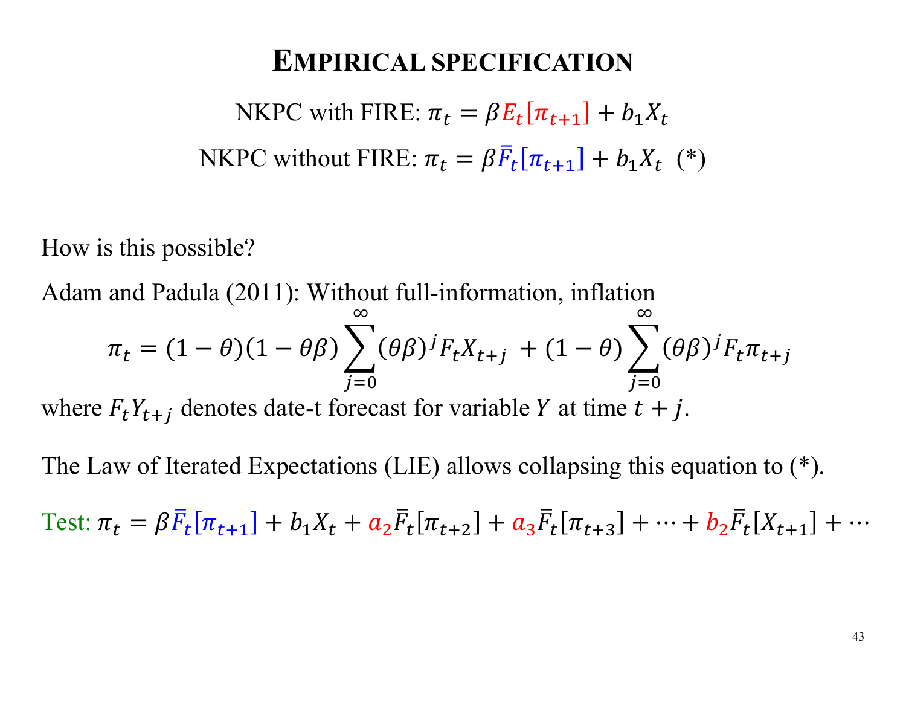# EMPIRICAL SPECIFICATION

NKPC with FIRE: $\pi_t = \beta E_t[\pi_{t+1}] + b_1 X_t$

NKPC without FIRE: $\pi_t = \beta \bar{F}_t[\pi_{t+1}] + b_1 X_t$ (*)

How is this possible?

Adam and Padula (2011): Without full-information, inflation

$$\pi_t = (1-\theta)(1-\theta\beta)\sum_{j=0}^{\infty}(\theta\beta)^j F_t X_{t+j} + (1-\theta)\sum_{j=0}^{\infty}(\theta\beta)^j F_t \pi_{t+j}$$

where $F_t Y_{t+j}$ denotes date-t forecast for variable $Y$ at time $t+j$.

The Law of Iterated Expectations (LIE) allows collapsing this equation to (*).

Test: $\pi_t = \beta \bar{F}_t[\pi_{t+1}] + b_1 X_t + a_2 \bar{F}_t[\pi_{t+2}] + a_3 \bar{F}_t[\pi_{t+3}] + \cdots + b_2 \bar{F}_t[X_{t+1}] + \cdots$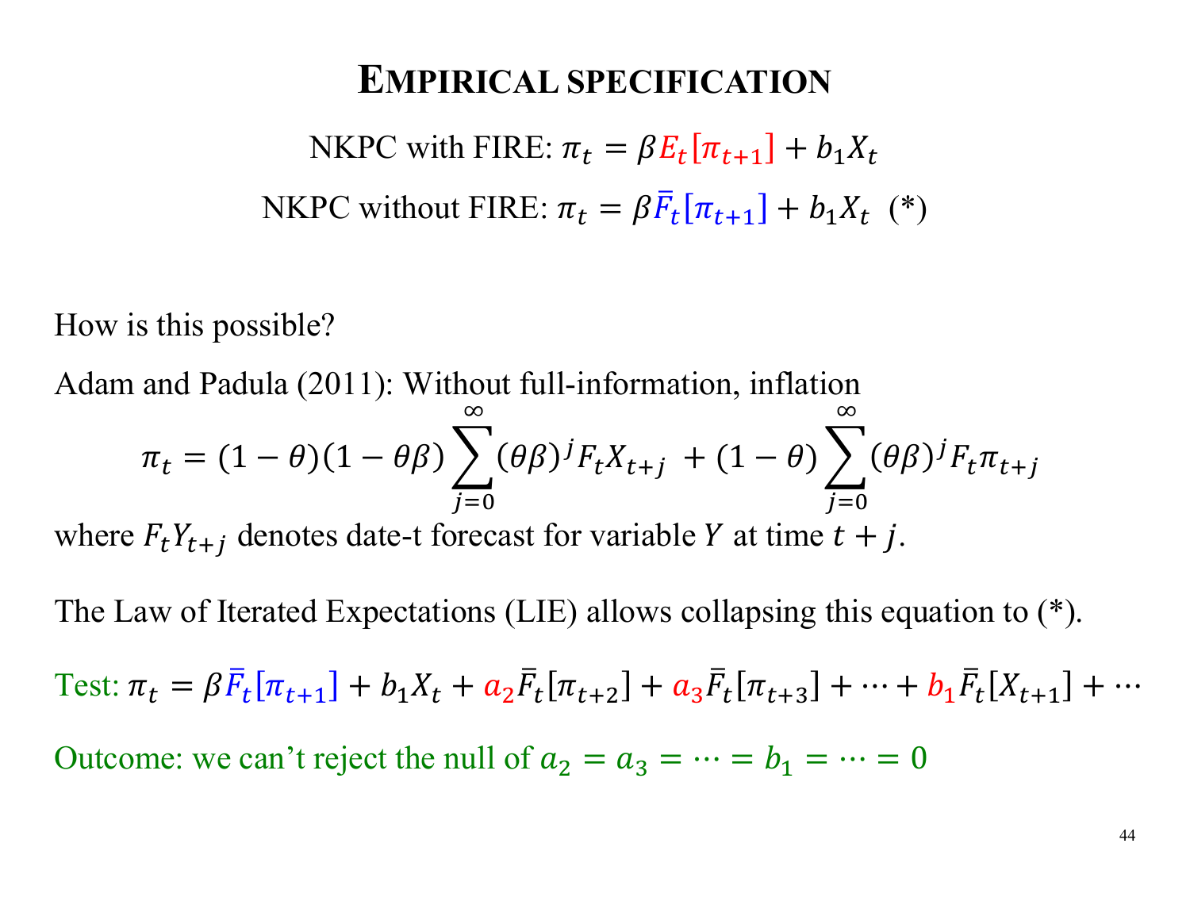# EMPIRICAL SPECIFICATION

NKPC with FIRE: $\pi_t = \beta E_t[\pi_{t+1}] + b_1 X_t$

NKPC without FIRE: $\pi_t = \beta \bar{F}_t[\pi_{t+1}] + b_1 X_t$ (*)

How is this possible?

Adam and Padula (2011): Without full-information, inflation

$$\pi_t = (1-\theta)(1-\theta\beta)\sum_{j=0}^{\infty}(\theta\beta)^j F_t X_{t+j} + (1-\theta)\sum_{j=0}^{\infty}(\theta\beta)^j F_t \pi_{t+j}$$

where $F_t Y_{t+j}$ denotes date-t forecast for variable $Y$ at time $t+j$.

The Law of Iterated Expectations (LIE) allows collapsing this equation to (*).

Test: $\pi_t = \beta \bar{F}_t[\pi_{t+1}] + b_1 X_t + a_2 \bar{F}_t[\pi_{t+2}] + a_3 \bar{F}_t[\pi_{t+3}] + \cdots + b_1 \bar{F}_t[X_{t+1}] + \cdots$

Outcome: we can't reject the null of $a_2 = a_3 = \cdots = b_1 = \cdots = 0$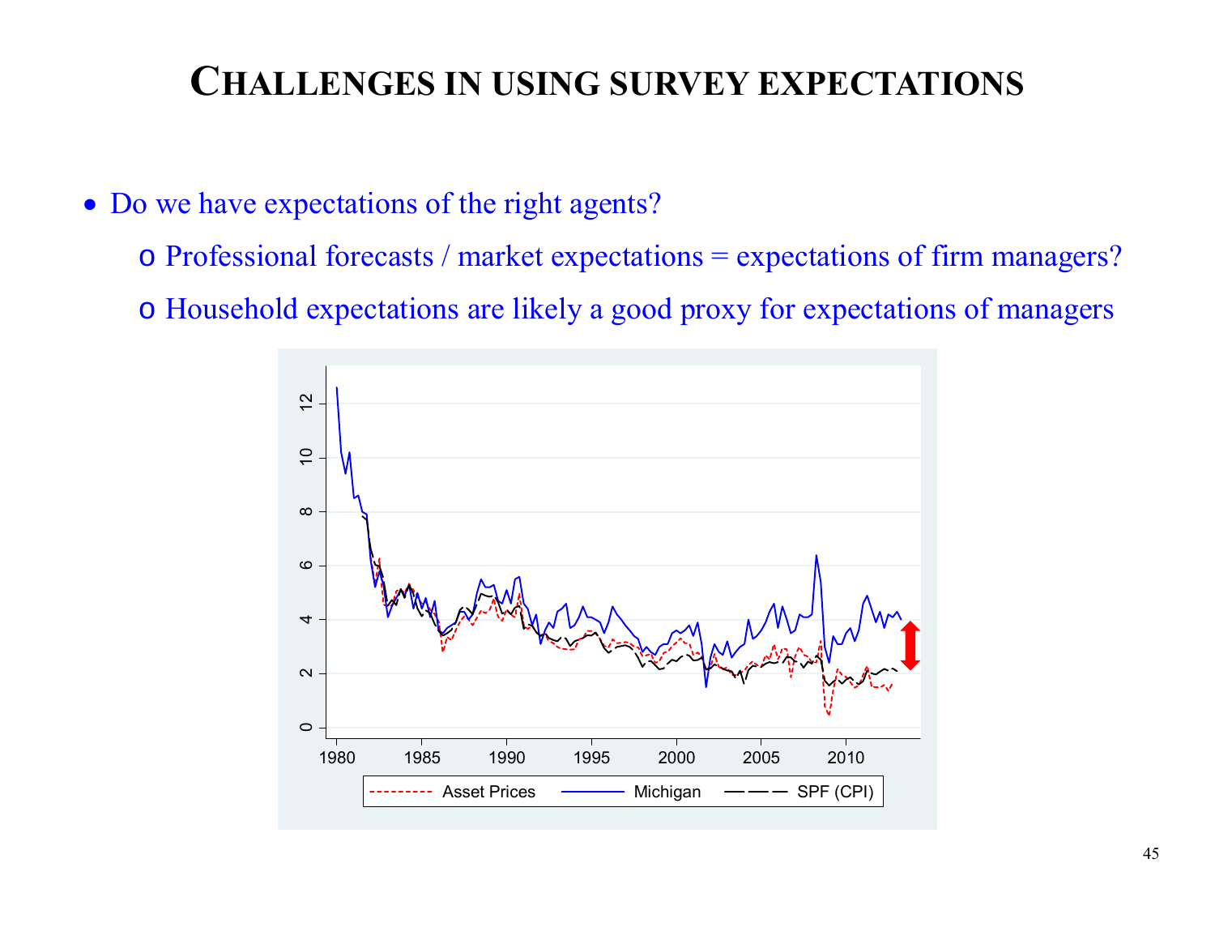# Challenges in using survey expectations

- Do we have expectations of the right agents?
  - Professional forecasts / market expectations = expectations of firm managers?
  - Household expectations are likely a good proxy for expectations of managers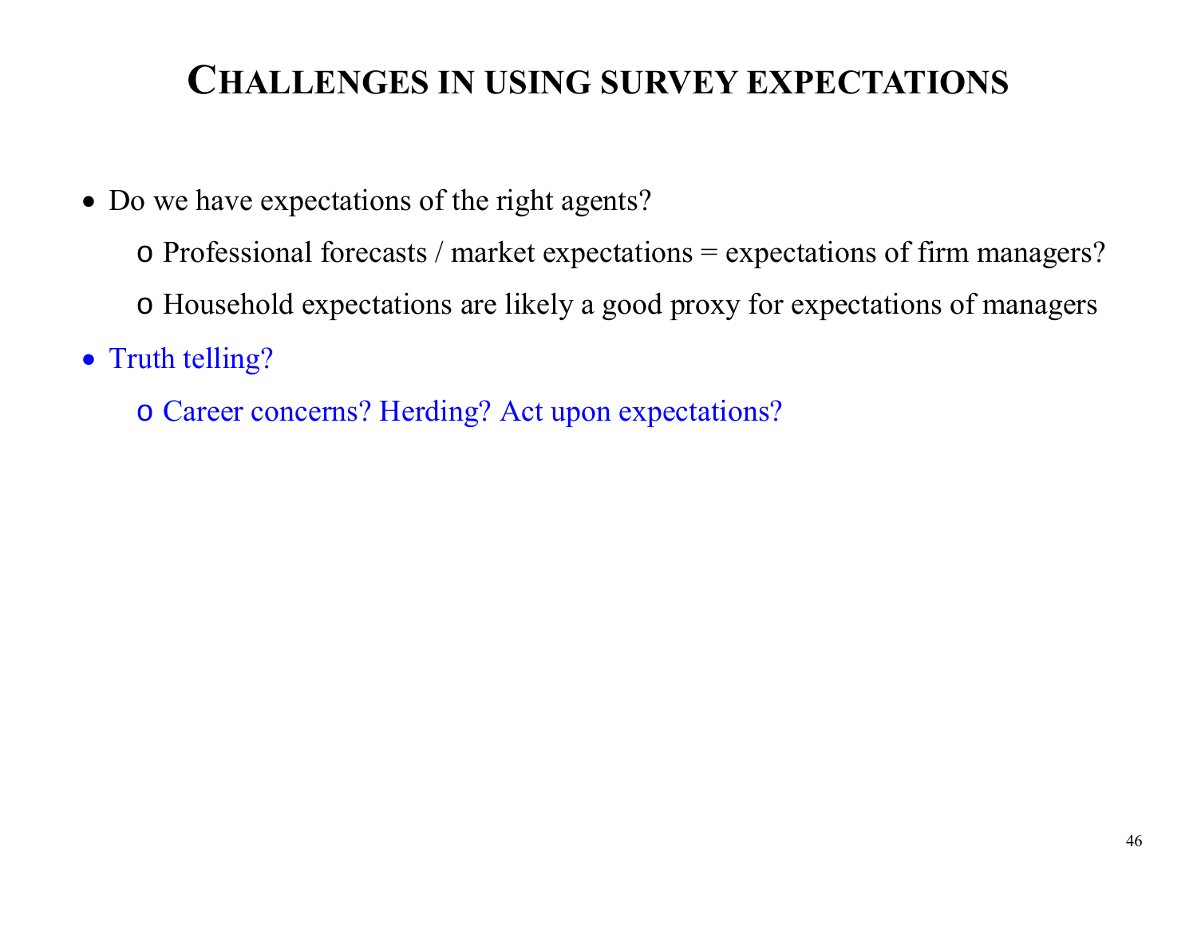# Challenges in using survey expectations

- Do we have expectations of the right agents?
  - Professional forecasts / market expectations = expectations of firm managers?
  - Household expectations are likely a good proxy for expectations of managers
- Truth telling?
  - Career concerns? Herding? Act upon expectations?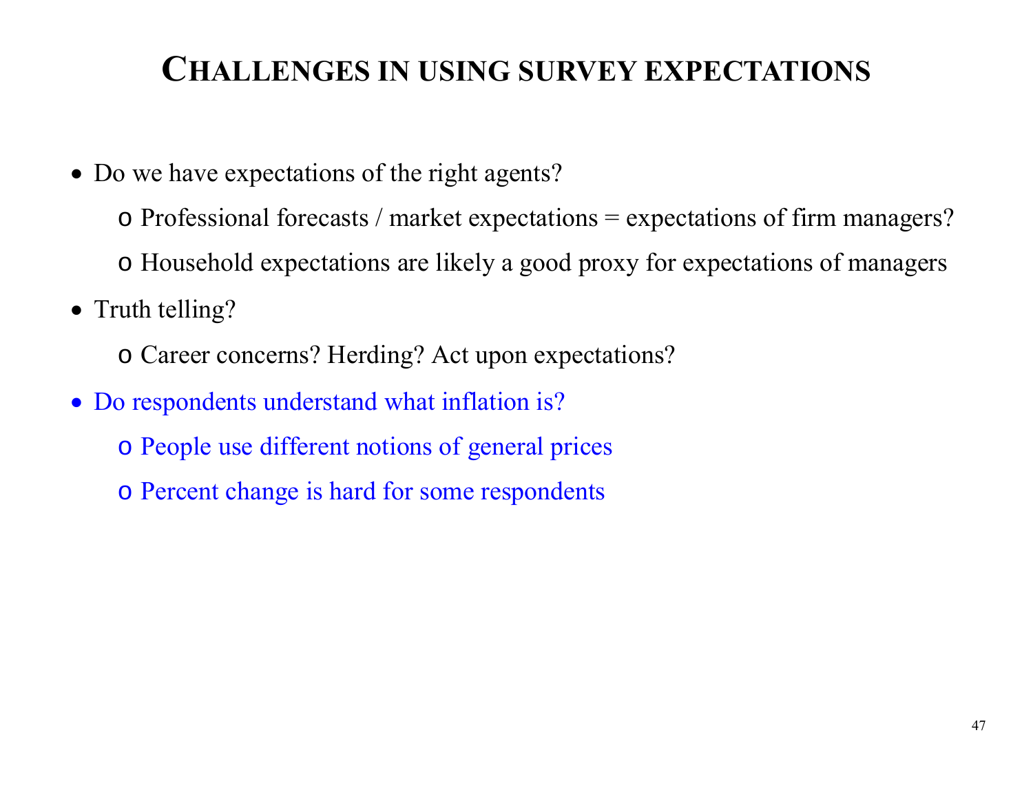# Challenges in using survey expectations

- Do we have expectations of the right agents?
  - Professional forecasts / market expectations = expectations of firm managers?
  - Household expectations are likely a good proxy for expectations of managers
- Truth telling?
  - Career concerns? Herding? Act upon expectations?
- Do respondents understand what inflation is?
  - People use different notions of general prices
  - Percent change is hard for some respondents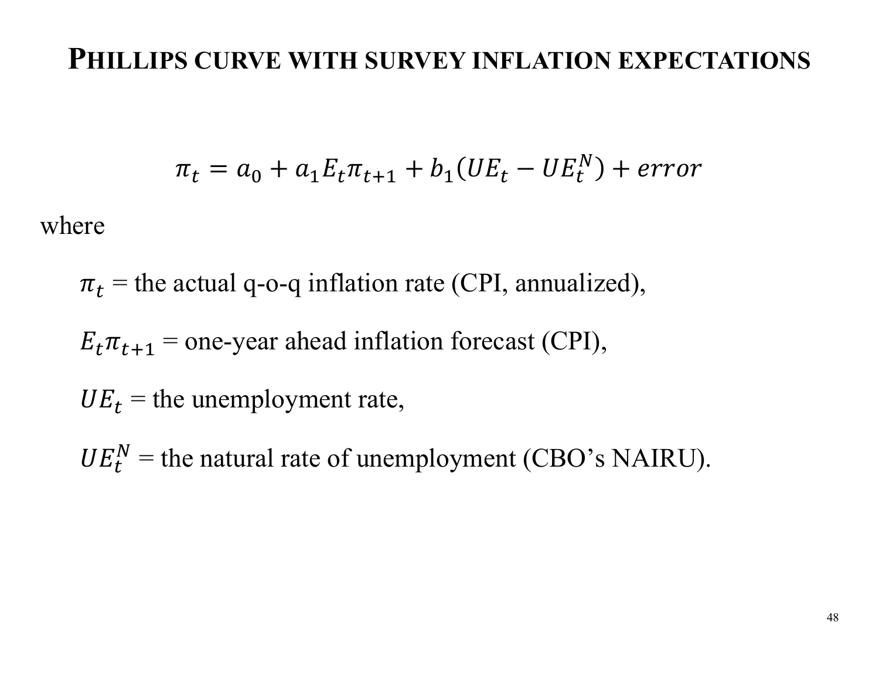# Phillips Curve with Survey Inflation Expectations

$$\pi_t = a_0 + a_1 E_t \pi_{t+1} + b_1 (UE_t - UE_t^N) + error$$

where

$\pi_t$ = the actual q-o-q inflation rate (CPI, annualized),

$E_t \pi_{t+1}$ = one-year ahead inflation forecast (CPI),

$UE_t$ = the unemployment rate,

$UE_t^N$ = the natural rate of unemployment (CBO's NAIRU).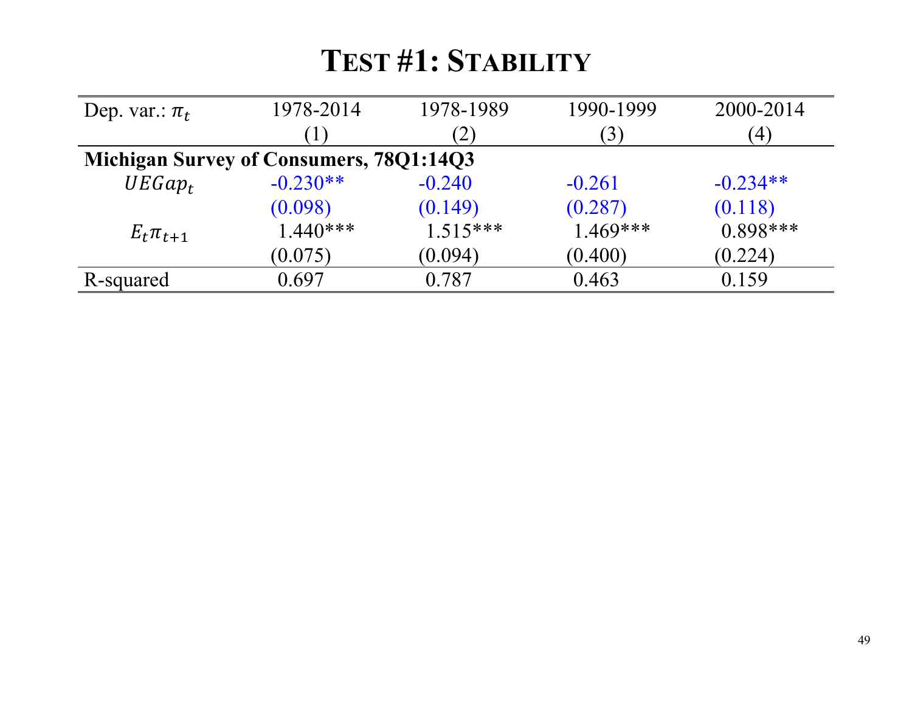# Test #1: Stability

| Dep. var.: $\pi_t$ | 1978-2014 | 1978-1989 | 1990-1999 | 2000-2014 |
|---|---|---|---|---|
| | (1) | (2) | (3) | (4) |
| **Michigan Survey of Consumers, 78Q1:14Q3** | | | | |
| $UEGap_t$ | -0.230** | -0.240 | -0.261 | -0.234** |
| | (0.098) | (0.149) | (0.287) | (0.118) |
| $E_t\pi_{t+1}$ | 1.440*** | 1.515*** | 1.469*** | 0.898*** |
| | (0.075) | (0.094) | (0.400) | (0.224) |
| R-squared | 0.697 | 0.787 | 0.463 | 0.159 |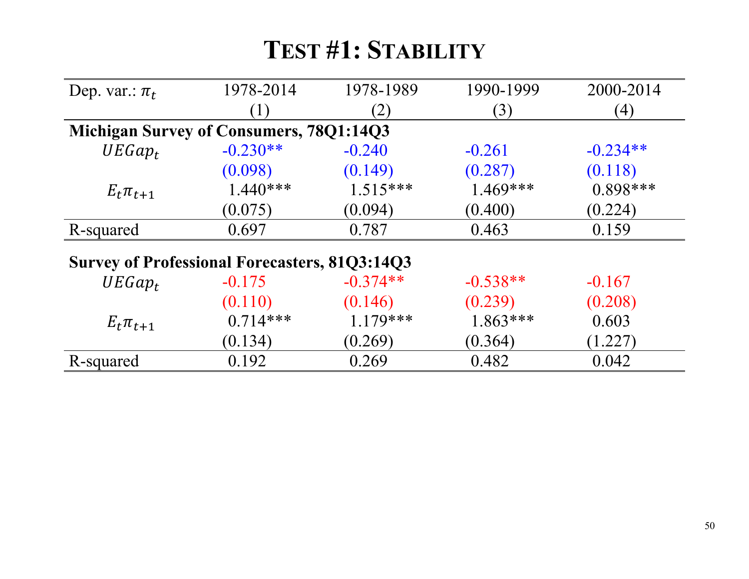# Test #1: Stability

| Dep. var.: $\pi_t$ | 1978-2014 | 1978-1989 | 1990-1999 | 2000-2014 |
|---|---|---|---|---|
| | (1) | (2) | (3) | (4) |
| **Michigan Survey of Consumers, 78Q1:14Q3** | | | | |
| $UEGap_t$ | -0.230** | -0.240 | -0.261 | -0.234** |
| | (0.098) | (0.149) | (0.287) | (0.118) |
| $E_t\pi_{t+1}$ | 1.440*** | 1.515*** | 1.469*** | 0.898*** |
| | (0.075) | (0.094) | (0.400) | (0.224) |
| R-squared | 0.697 | 0.787 | 0.463 | 0.159 |
| **Survey of Professional Forecasters, 81Q3:14Q3** | | | | |
| $UEGap_t$ | -0.175 | -0.374** | -0.538** | -0.167 |
| | (0.110) | (0.146) | (0.239) | (0.208) |
| $E_t\pi_{t+1}$ | 0.714*** | 1.179*** | 1.863*** | 0.603 |
| | (0.134) | (0.269) | (0.364) | (1.227) |
| R-squared | 0.192 | 0.269 | 0.482 | 0.042 |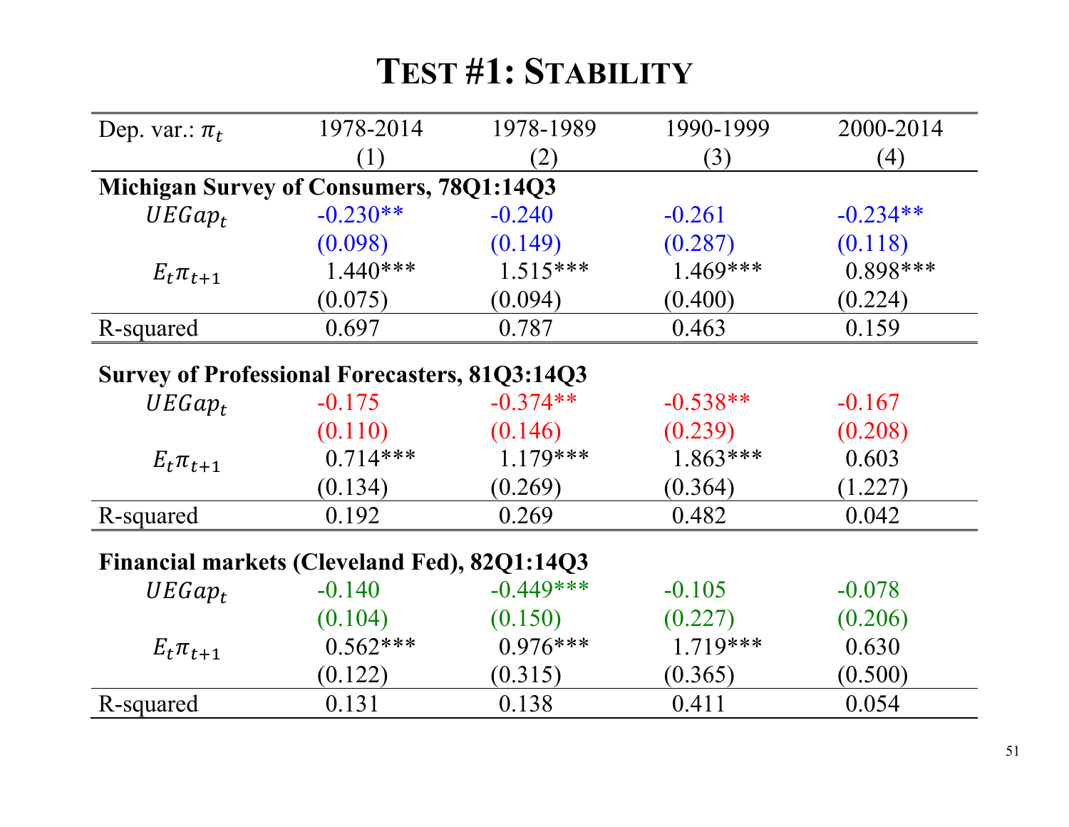# Test #1: Stability

| Dep. var.: $\pi_t$ | 1978-2014 | 1978-1989 | 1990-1999 | 2000-2014 |
|---|---|---|---|---|
| | (1) | (2) | (3) | (4) |
| **Michigan Survey of Consumers, 78Q1:14Q3** | | | | |
| $UEGap_t$ | -0.230** | -0.240 | -0.261 | -0.234** |
| | (0.098) | (0.149) | (0.287) | (0.118) |
| $E_t\pi_{t+1}$ | 1.440*** | 1.515*** | 1.469*** | 0.898*** |
| | (0.075) | (0.094) | (0.400) | (0.224) |
| R-squared | 0.697 | 0.787 | 0.463 | 0.159 |
| **Survey of Professional Forecasters, 81Q3:14Q3** | | | | |
| $UEGap_t$ | -0.175 | -0.374** | -0.538** | -0.167 |
| | (0.110) | (0.146) | (0.239) | (0.208) |
| $E_t\pi_{t+1}$ | 0.714*** | 1.179*** | 1.863*** | 0.603 |
| | (0.134) | (0.269) | (0.364) | (1.227) |
| R-squared | 0.192 | 0.269 | 0.482 | 0.042 |
| **Financial markets (Cleveland Fed), 82Q1:14Q3** | | | | |
| $UEGap_t$ | -0.140 | -0.449*** | -0.105 | -0.078 |
| | (0.104) | (0.150) | (0.227) | (0.206) |
| $E_t\pi_{t+1}$ | 0.562*** | 0.976*** | 1.719*** | 0.630 |
| | (0.122) | (0.315) | (0.365) | (0.500) |
| R-squared | 0.131 | 0.138 | 0.411 | 0.054 |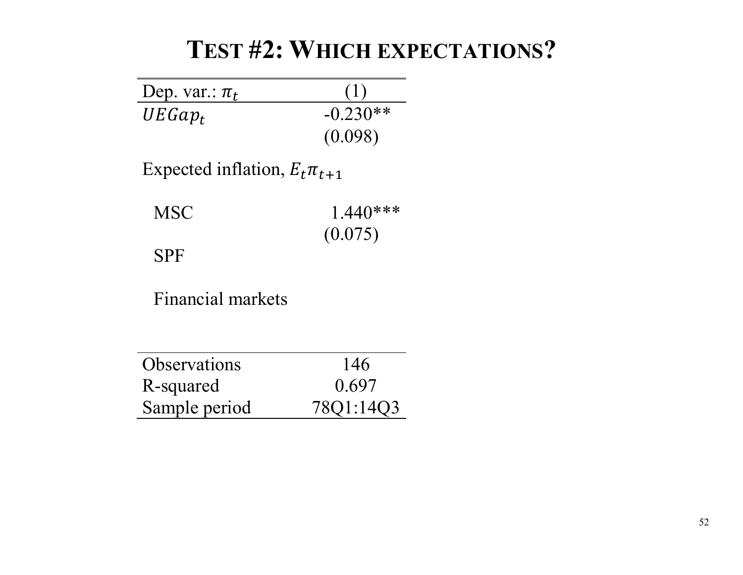# TEST #2: WHICH EXPECTATIONS?

| Dep. var.: $\pi_t$ | (1) |
|---|---|
| $UEGap_t$ | -0.230** |
| | (0.098) |
| Expected inflation, $E_t\pi_{t+1}$ | |
| MSC | 1.440*** |
| | (0.075) |
| SPF | |
| Financial markets | |
| Observations | 146 |
| R-squared | 0.697 |
| Sample period | 78Q1:14Q3 |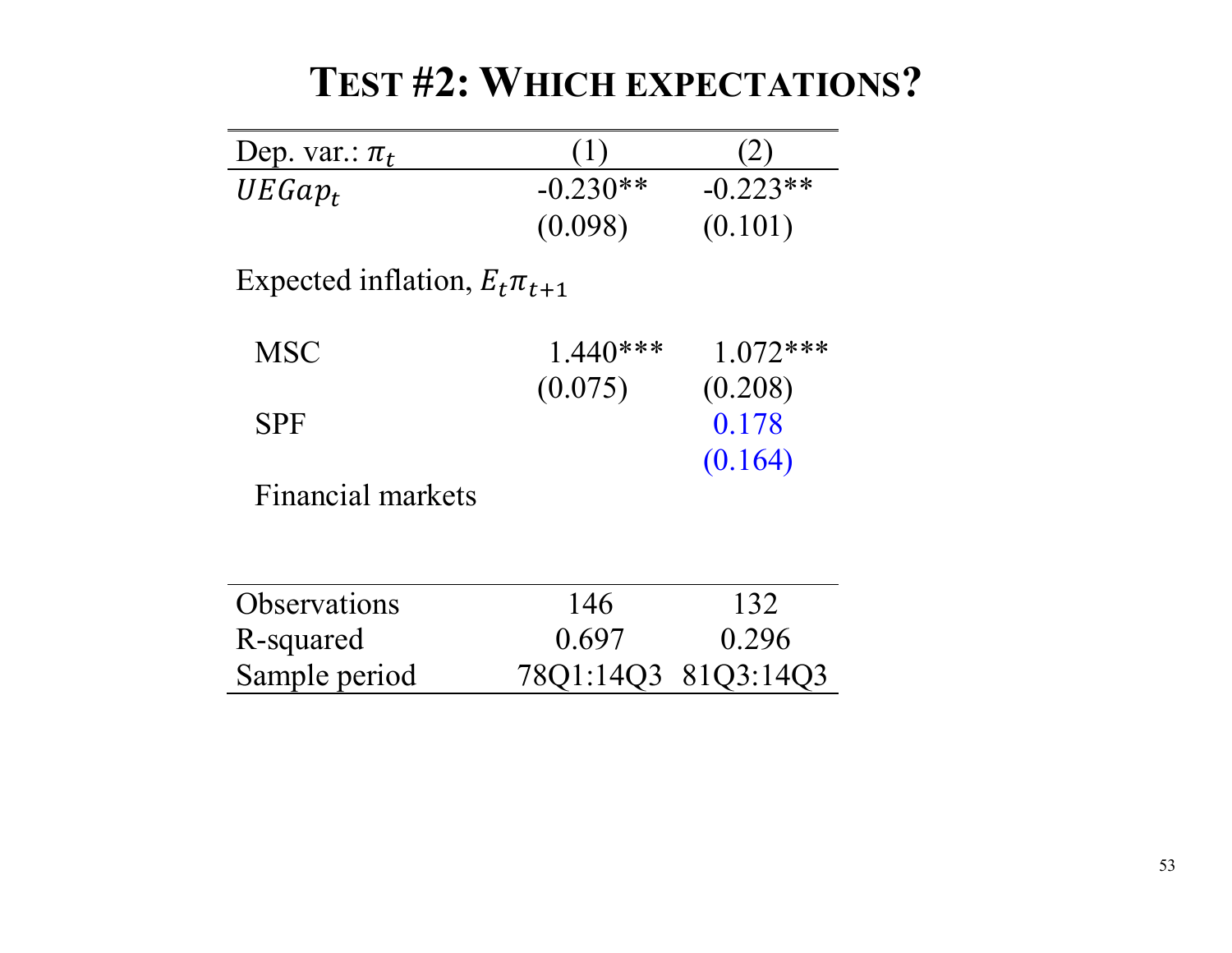# TEST #2: WHICH EXPECTATIONS?

| Dep. var.: $\pi_t$ | (1) | (2) |
|---|---|---|
| $UEGap_t$ | -0.230** | -0.223** |
| | (0.098) | (0.101) |
| Expected inflation, $E_t\pi_{t+1}$ | | |
| MSC | 1.440*** | 1.072*** |
| | (0.075) | (0.208) |
| SPF | | 0.178 |
| | | (0.164) |
| Financial markets | | |
| Observations | 146 | 132 |
| R-squared | 0.697 | 0.296 |
| Sample period | 78Q1:14Q3 | 81Q3:14Q3 |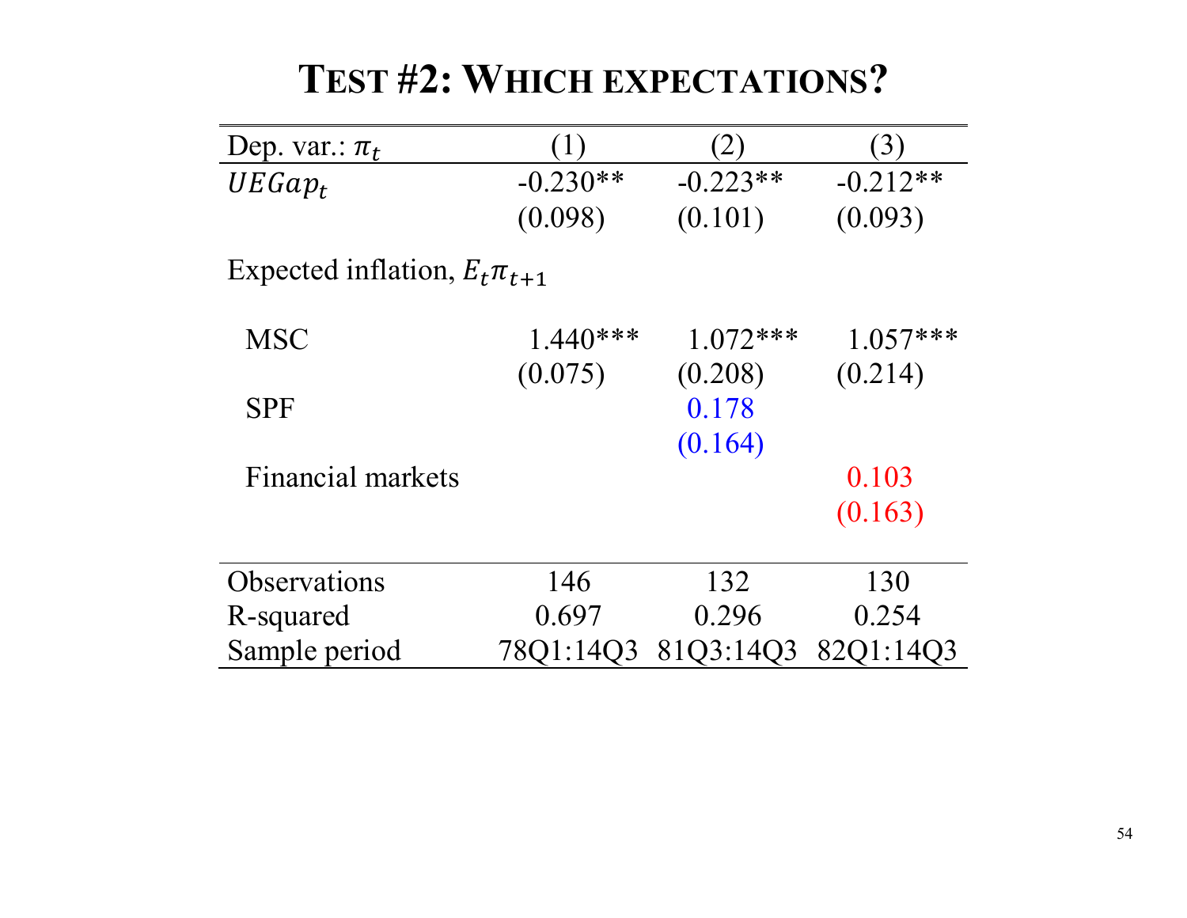# TEST #2: WHICH EXPECTATIONS?

| Dep. var.: $\pi_t$ | (1) | (2) | (3) |
|---|---|---|---|
| $UEGap_t$ | -0.230** | -0.223** | -0.212** |
| | (0.098) | (0.101) | (0.093) |
| Expected inflation, $E_t\pi_{t+1}$ | | | |
| MSC | 1.440*** | 1.072*** | 1.057*** |
| | (0.075) | (0.208) | (0.214) |
| SPF | | 0.178 | |
| | | (0.164) | |
| Financial markets | | | 0.103 |
| | | | (0.163) |
| Observations | 146 | 132 | 130 |
| R-squared | 0.697 | 0.296 | 0.254 |
| Sample period | 78Q1:14Q3 | 81Q3:14Q3 | 82Q1:14Q3 |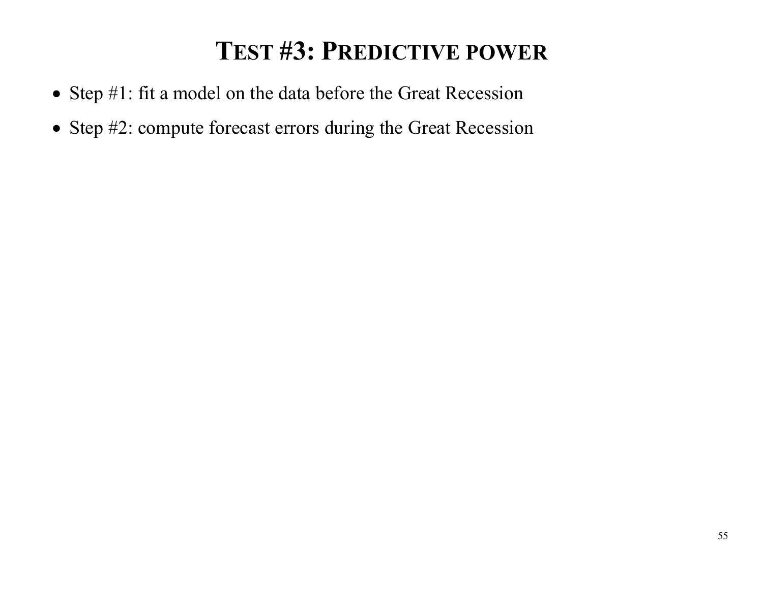# Test #3: Predictive power

- Step #1: fit a model on the data before the Great Recession
- Step #2: compute forecast errors during the Great Recession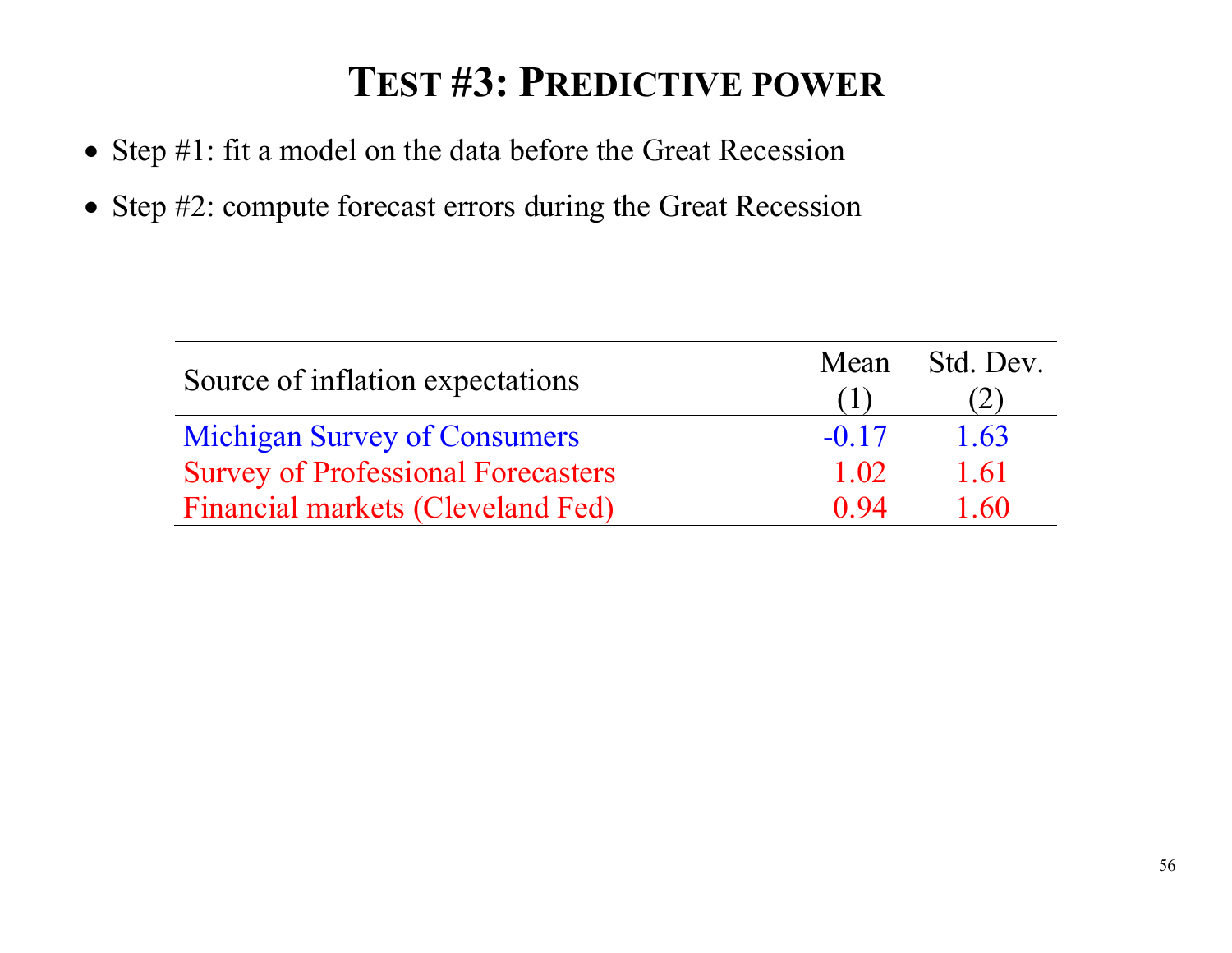# TEST #3: PREDICTIVE POWER

- Step #1: fit a model on the data before the Great Recession
- Step #2: compute forecast errors during the Great Recession

| Source of inflation expectations | Mean (1) | Std. Dev. (2) |
|---|---|---|
| Michigan Survey of Consumers | -0.17 | 1.63 |
| Survey of Professional Forecasters | 1.02 | 1.61 |
| Financial markets (Cleveland Fed) | 0.94 | 1.60 |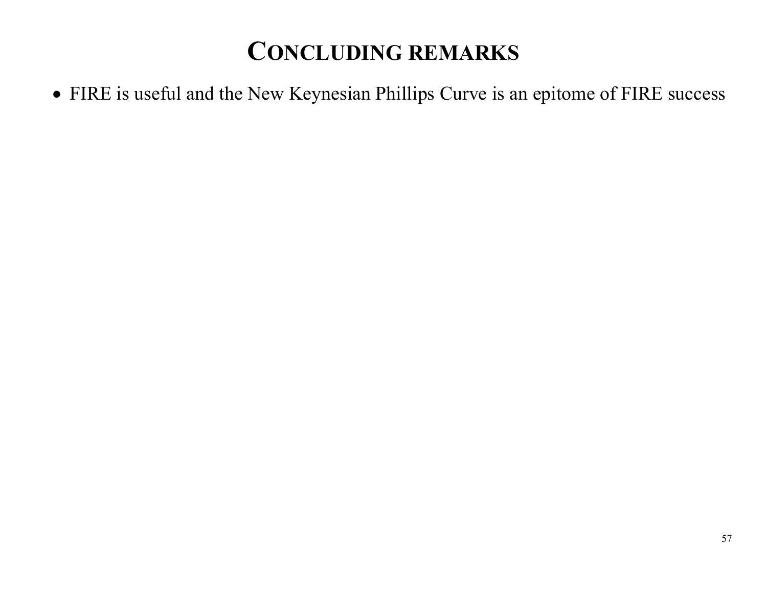# CONCLUDING REMARKS

- FIRE is useful and the New Keynesian Phillips Curve is an epitome of FIRE success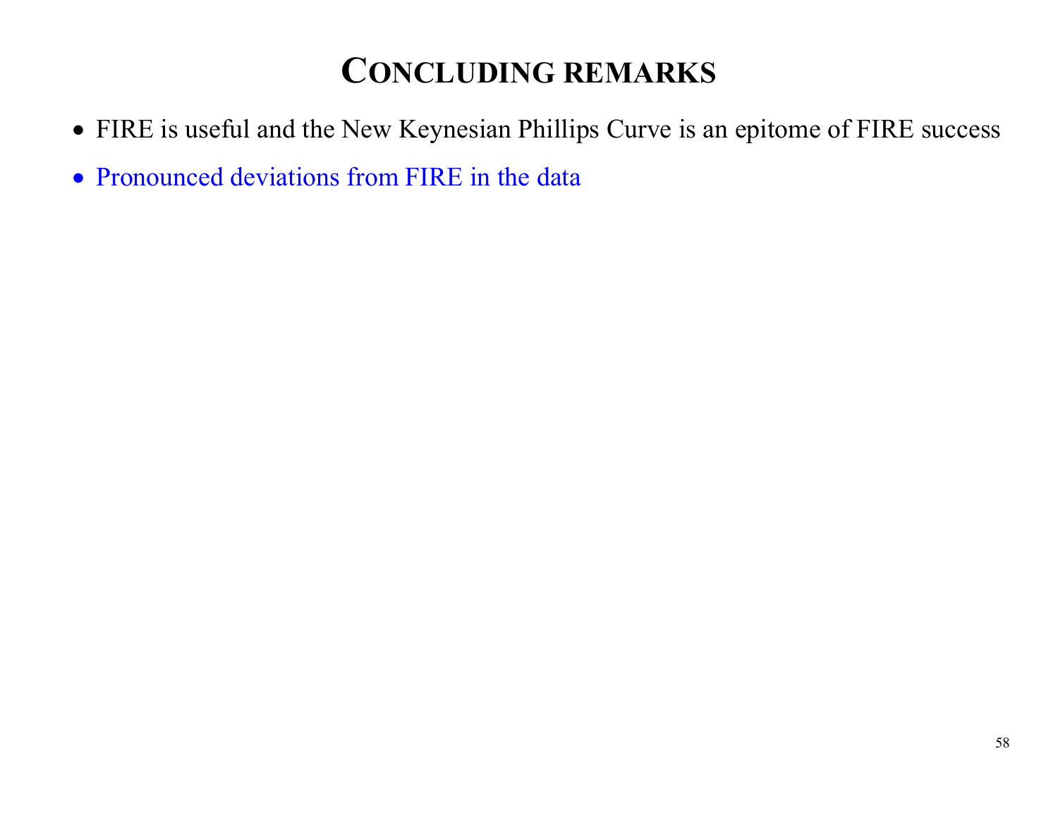# Concluding remarks

- FIRE is useful and the New Keynesian Phillips Curve is an epitome of FIRE success
- Pronounced deviations from FIRE in the data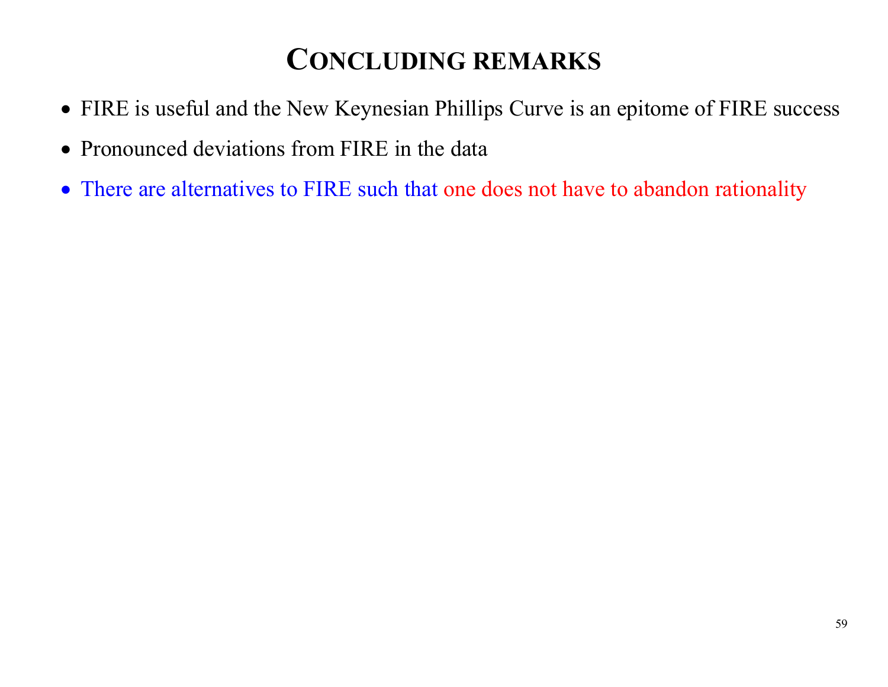# Concluding remarks

- FIRE is useful and the New Keynesian Phillips Curve is an epitome of FIRE success
- Pronounced deviations from FIRE in the data
- There are alternatives to FIRE such that one does not have to abandon rationality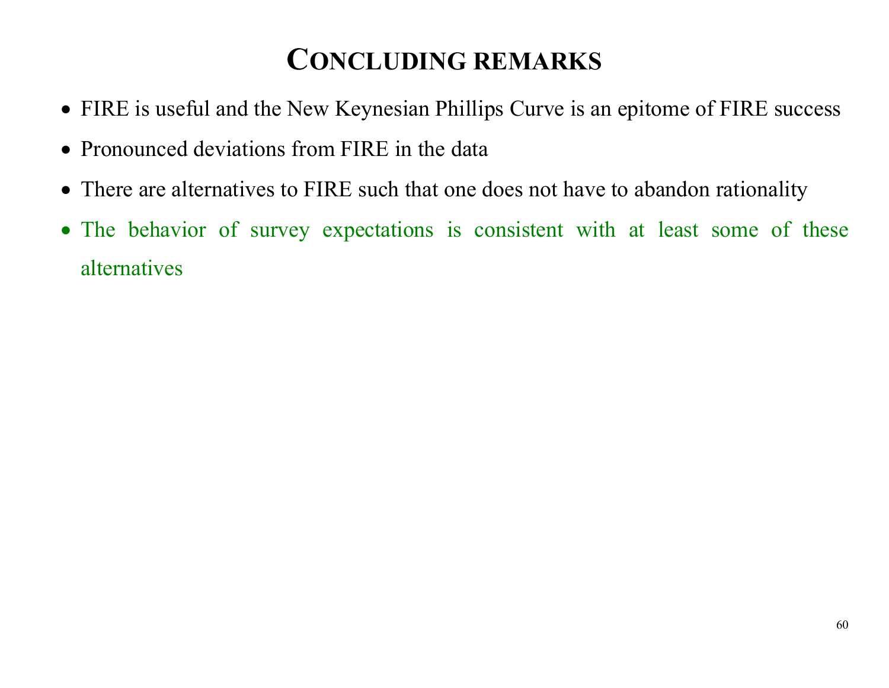# Concluding remarks

- FIRE is useful and the New Keynesian Phillips Curve is an epitome of FIRE success
- Pronounced deviations from FIRE in the data
- There are alternatives to FIRE such that one does not have to abandon rationality
- The behavior of survey expectations is consistent with at least some of these alternatives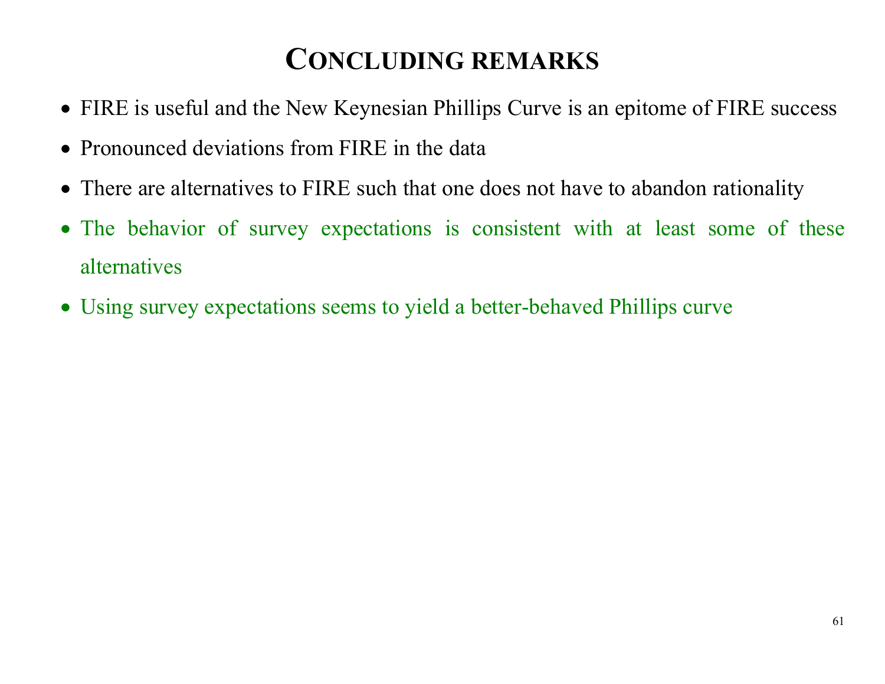# Concluding remarks

- FIRE is useful and the New Keynesian Phillips Curve is an epitome of FIRE success
- Pronounced deviations from FIRE in the data
- There are alternatives to FIRE such that one does not have to abandon rationality
- The behavior of survey expectations is consistent with at least some of these alternatives
- Using survey expectations seems to yield a better-behaved Phillips curve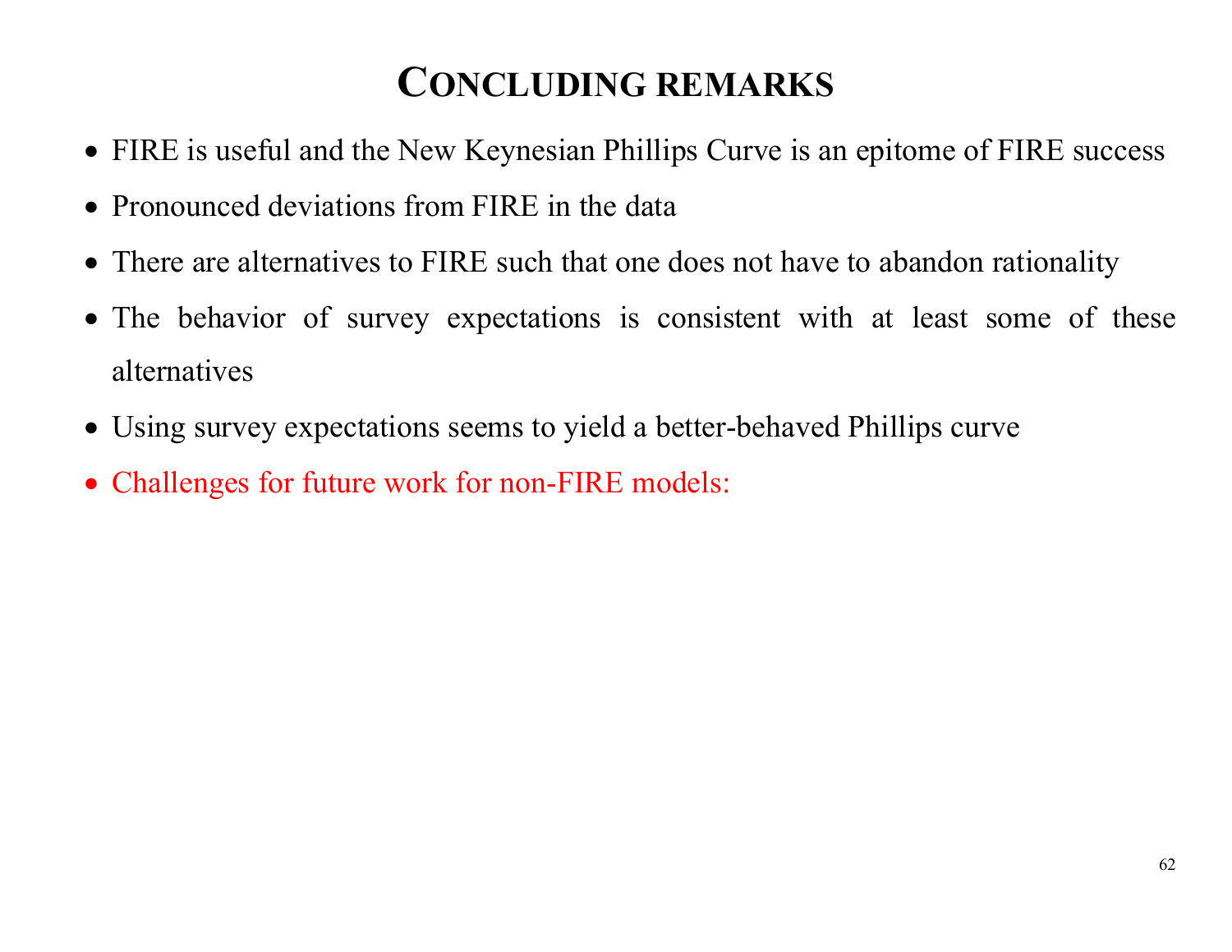# Concluding remarks

- FIRE is useful and the New Keynesian Phillips Curve is an epitome of FIRE success
- Pronounced deviations from FIRE in the data
- There are alternatives to FIRE such that one does not have to abandon rationality
- The behavior of survey expectations is consistent with at least some of these alternatives
- Using survey expectations seems to yield a better-behaved Phillips curve
- Challenges for future work for non-FIRE models: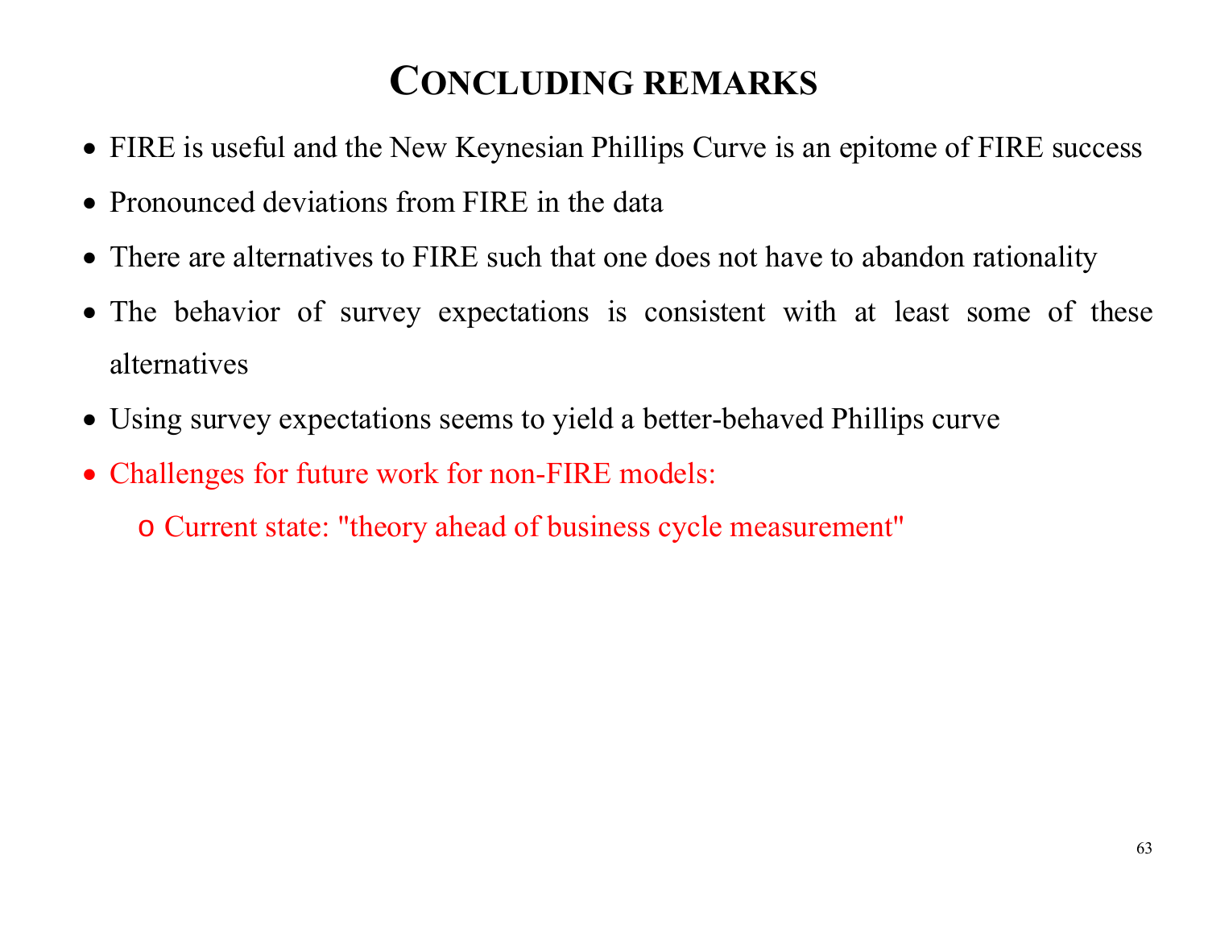# Concluding remarks

- FIRE is useful and the New Keynesian Phillips Curve is an epitome of FIRE success
- Pronounced deviations from FIRE in the data
- There are alternatives to FIRE such that one does not have to abandon rationality
- The behavior of survey expectations is consistent with at least some of these alternatives
- Using survey expectations seems to yield a better-behaved Phillips curve
- Challenges for future work for non-FIRE models:
  - Current state: "theory ahead of business cycle measurement"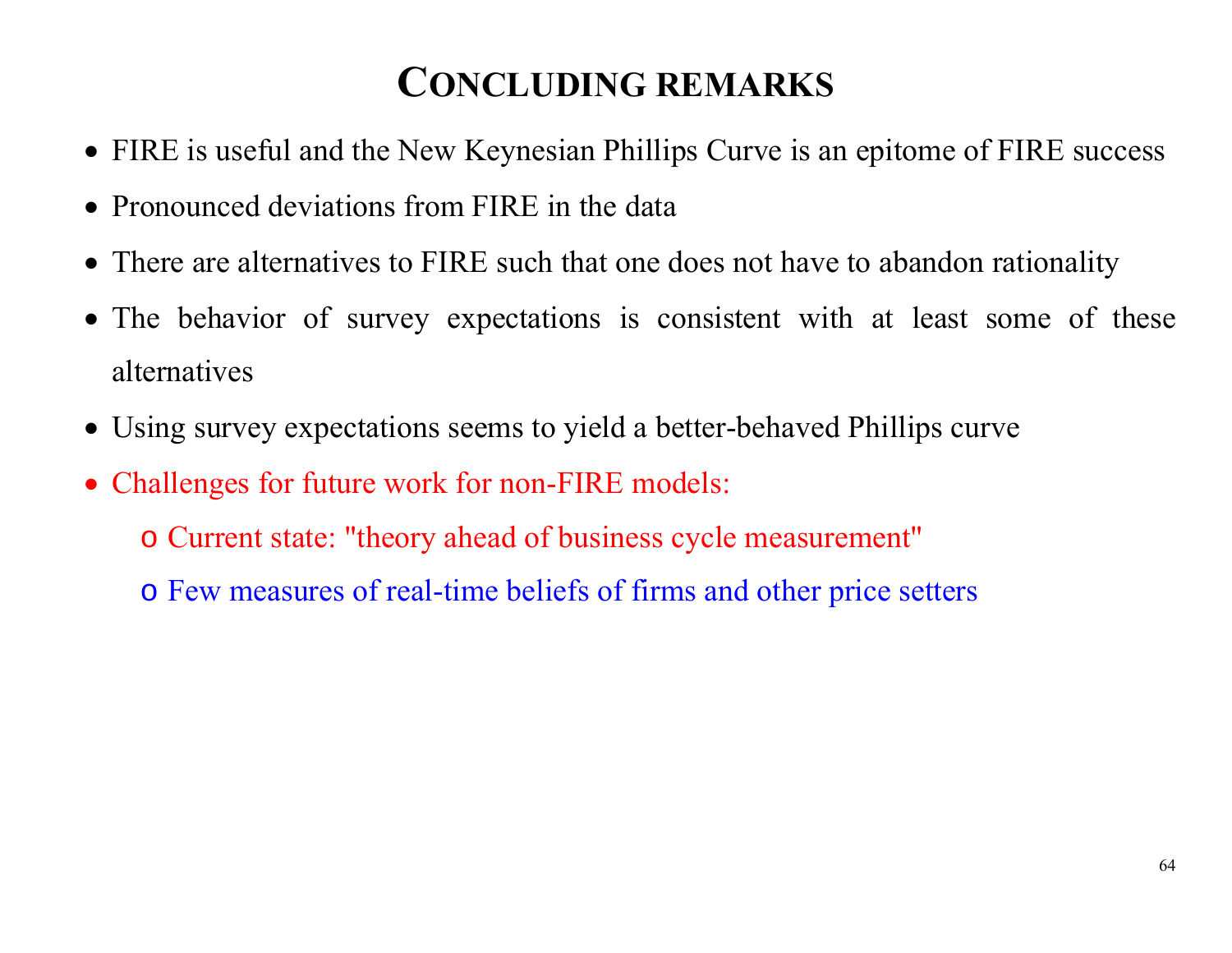# Concluding remarks

- FIRE is useful and the New Keynesian Phillips Curve is an epitome of FIRE success
- Pronounced deviations from FIRE in the data
- There are alternatives to FIRE such that one does not have to abandon rationality
- The behavior of survey expectations is consistent with at least some of these alternatives
- Using survey expectations seems to yield a better-behaved Phillips curve
- Challenges for future work for non-FIRE models:
  - Current state: "theory ahead of business cycle measurement"
  - Few measures of real-time beliefs of firms and other price setters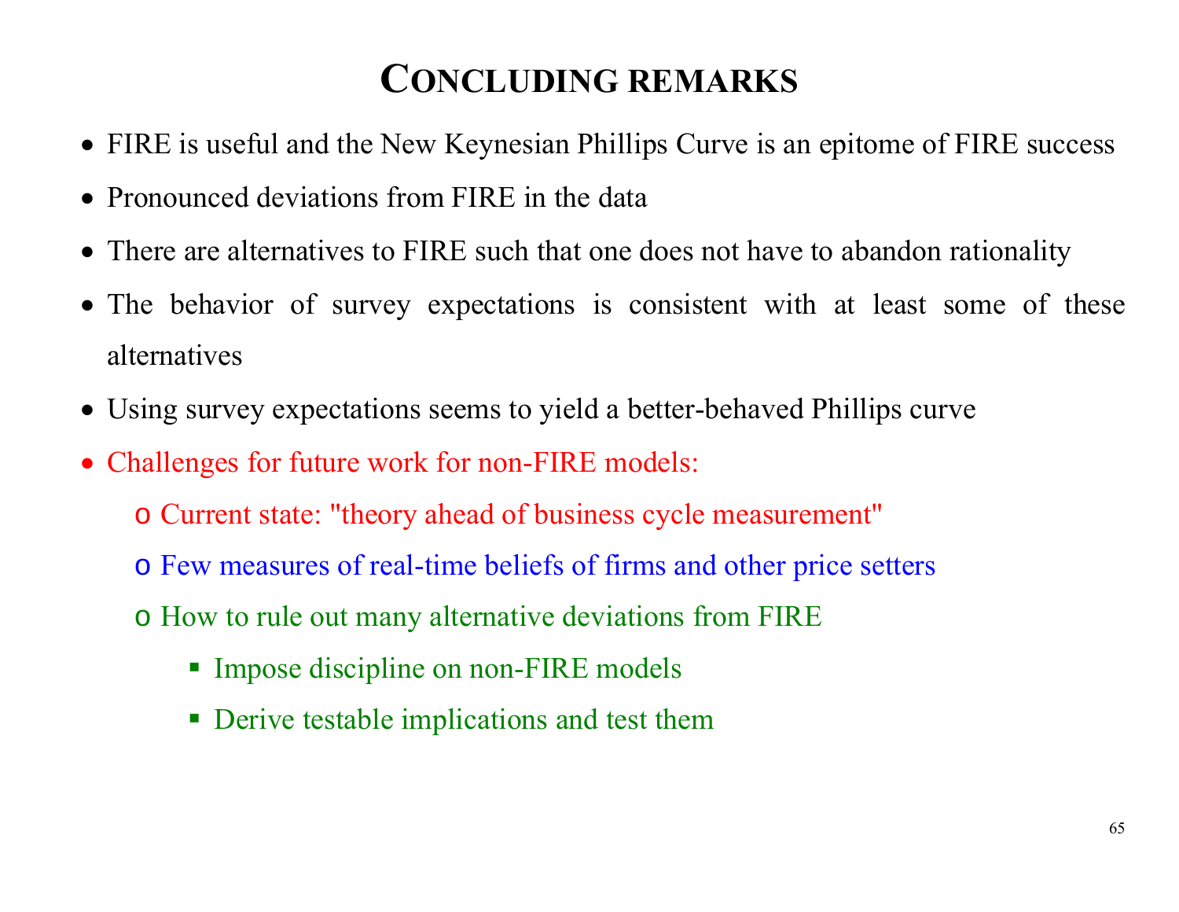# CONCLUDING REMARKS

- FIRE is useful and the New Keynesian Phillips Curve is an epitome of FIRE success
- Pronounced deviations from FIRE in the data
- There are alternatives to FIRE such that one does not have to abandon rationality
- The behavior of survey expectations is consistent with at least some of these alternatives
- Using survey expectations seems to yield a better-behaved Phillips curve
- Challenges for future work for non-FIRE models:
  - Current state: "theory ahead of business cycle measurement"
  - Few measures of real-time beliefs of firms and other price setters
  - How to rule out many alternative deviations from FIRE
    - Impose discipline on non-FIRE models
    - Derive testable implications and test them